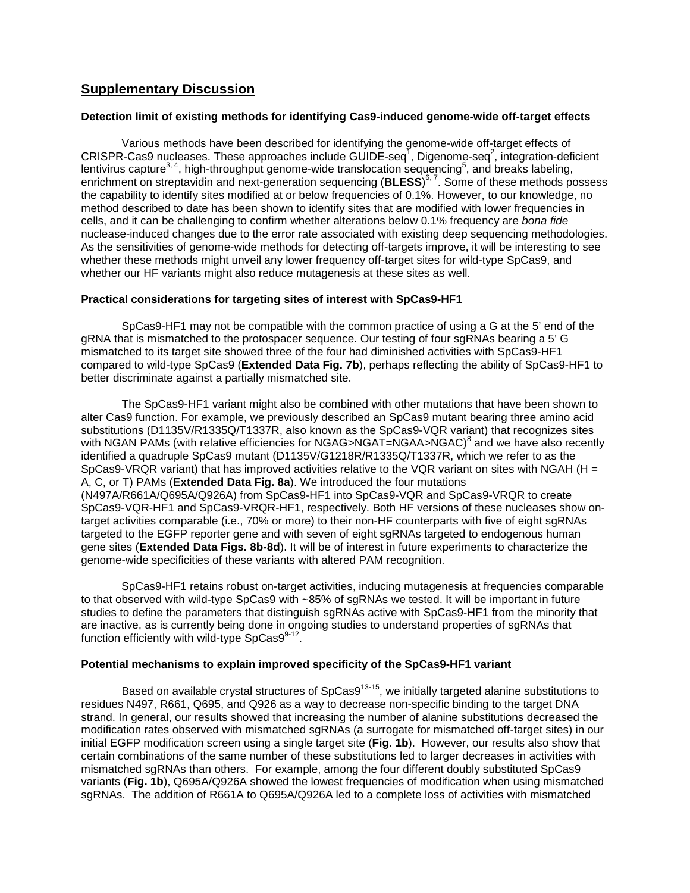## Supplementary Discussion

### Detection limit of existing methods for identifying Cas9-induced genome-wide off-target effects

Various methods have been described for identifying the genome-wide off-target effects of CRISPR-Cas9 nucleases. These approaches include GUIDE-seq[1], Digenome-seq[2], integration-deficient lentivirus capture[3, 4], high-throughput genome-wide translocation sequencing[5], and breaks labeling, enrichment on streptavidin and next-generation sequencing (**BLESS**)[6, 7]. Some of these methods possess the capability to identify sites modified at or below frequencies of 0.1%. However, to our knowledge, no method described to date has been shown to identify sites that are modified with lower frequencies in cells, and it can be challenging to confirm whether alterations below 0.1% frequency are *bona fide* nuclease-induced changes due to the error rate associated with existing deep sequencing methodologies. As the sensitivities of genome-wide methods for detecting off-targets improve, it will be interesting to see whether these methods might unveil any lower frequency off-target sites for wild-type SpCas9, and whether our HF variants might also reduce mutagenesis at these sites as well.

### Practical considerations for targeting sites of interest with SpCas9-HF1

SpCas9-HF1 may not be compatible with the common practice of using a G at the 5' end of the gRNA that is mismatched to the protospacer sequence. Our testing of four sgRNAs bearing a 5' G mismatched to its target site showed three of the four had diminished activities with SpCas9-HF1 compared to wild-type SpCas9 (**Extended Data Fig. 7b**), perhaps reflecting the ability of SpCas9-HF1 to better discriminate against a partially mismatched site.

The SpCas9-HF1 variant might also be combined with other mutations that have been shown to alter Cas9 function. For example, we previously described an SpCas9 mutant bearing three amino acid substitutions (D1135V/R1335Q/T1337R, also known as the SpCas9-VQR variant) that recognizes sites with NGAN PAMs (with relative efficiencies for NGAG>NGAT=NGAA>NGAC)[8] and we have also recently identified a quadruple SpCas9 mutant (D1135V/G1218R/R1335Q/T1337R, which we refer to as the SpCas9-VRQR variant) that has improved activities relative to the VQR variant on sites with NGAH (H = A, C, or T) PAMs (**Extended Data Fig. 8a**). We introduced the four mutations (N497A/R661A/Q695A/Q926A) from SpCas9-HF1 into SpCas9-VQR and SpCas9-VRQR to create SpCas9-VQR-HF1 and SpCas9-VRQR-HF1, respectively. Both HF versions of these nucleases show on-target activities comparable (i.e., 70% or more) to their non-HF counterparts with five of eight sgRNAs targeted to the EGFP reporter gene and with seven of eight sgRNAs targeted to endogenous human gene sites (**Extended Data Figs. 8b-8d**). It will be of interest in future experiments to characterize the genome-wide specificities of these variants with altered PAM recognition.

SpCas9-HF1 retains robust on-target activities, inducing mutagenesis at frequencies comparable to that observed with wild-type SpCas9 with ~85% of sgRNAs we tested. It will be important in future studies to define the parameters that distinguish sgRNAs active with SpCas9-HF1 from the minority that are inactive, as is currently being done in ongoing studies to understand properties of sgRNAs that function efficiently with wild-type SpCas9[9-12].

### Potential mechanisms to explain improved specificity of the SpCas9-HF1 variant

Based on available crystal structures of SpCas9[13-15], we initially targeted alanine substitutions to residues N497, R661, Q695, and Q926 as a way to decrease non-specific binding to the target DNA strand. In general, our results showed that increasing the number of alanine substitutions decreased the modification rates observed with mismatched sgRNAs (a surrogate for mismatched off-target sites) in our initial EGFP modification screen using a single target site (**Fig. 1b**). However, our results also show that certain combinations of the same number of these substitutions led to larger decreases in activities with mismatched sgRNAs than others. For example, among the four different doubly substituted SpCas9 variants (**Fig. 1b**), Q695A/Q926A showed the lowest frequencies of modification when using mismatched sgRNAs. The addition of R661A to Q695A/Q926A led to a complete loss of activities with mismatched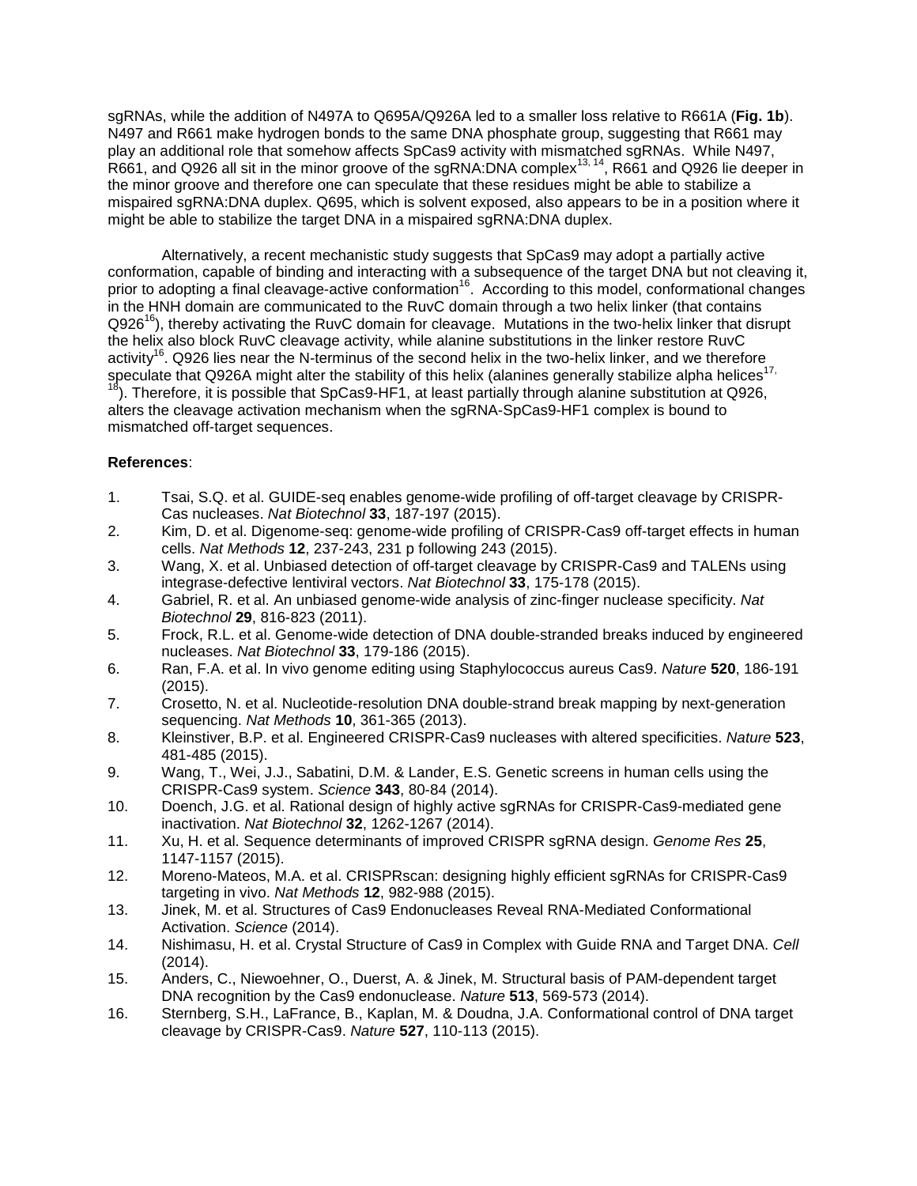sgRNAs, while the addition of N497A to Q695A/Q926A led to a smaller loss relative to R661A (**Fig. 1b**). N497 and R661 make hydrogen bonds to the same DNA phosphate group, suggesting that R661 may play an additional role that somehow affects SpCas9 activity with mismatched sgRNAs. While N497, R661, and Q926 all sit in the minor groove of the sgRNA:DNA complex[13, 14], R661 and Q926 lie deeper in the minor groove and therefore one can speculate that these residues might be able to stabilize a mispaired sgRNA:DNA duplex. Q695, which is solvent exposed, also appears to be in a position where it might be able to stabilize the target DNA in a mispaired sgRNA:DNA duplex.

Alternatively, a recent mechanistic study suggests that SpCas9 may adopt a partially active conformation, capable of binding and interacting with a subsequence of the target DNA but not cleaving it, prior to adopting a final cleavage-active conformation[16]. According to this model, conformational changes in the HNH domain are communicated to the RuvC domain through a two helix linker (that contains Q926[16]), thereby activating the RuvC domain for cleavage. Mutations in the two-helix linker that disrupt the helix also block RuvC cleavage activity, while alanine substitutions in the linker restore RuvC activity[16]. Q926 lies near the N-terminus of the second helix in the two-helix linker, and we therefore speculate that Q926A might alter the stability of this helix (alanines generally stabilize alpha helices[17, 18]). Therefore, it is possible that SpCas9-HF1, at least partially through alanine substitution at Q926, alters the cleavage activation mechanism when the sgRNA-SpCas9-HF1 complex is bound to mismatched off-target sequences.

**References**:

1. Tsai, S.Q. et al. GUIDE-seq enables genome-wide profiling of off-target cleavage by CRISPR-Cas nucleases. *Nat Biotechnol* **33**, 187-197 (2015).
2. Kim, D. et al. Digenome-seq: genome-wide profiling of CRISPR-Cas9 off-target effects in human cells. *Nat Methods* **12**, 237-243, 231 p following 243 (2015).
3. Wang, X. et al. Unbiased detection of off-target cleavage by CRISPR-Cas9 and TALENs using integrase-defective lentiviral vectors. *Nat Biotechnol* **33**, 175-178 (2015).
4. Gabriel, R. et al. An unbiased genome-wide analysis of zinc-finger nuclease specificity. *Nat Biotechnol* **29**, 816-823 (2011).
5. Frock, R.L. et al. Genome-wide detection of DNA double-stranded breaks induced by engineered nucleases. *Nat Biotechnol* **33**, 179-186 (2015).
6. Ran, F.A. et al. In vivo genome editing using Staphylococcus aureus Cas9. *Nature* **520**, 186-191 (2015).
7. Crosetto, N. et al. Nucleotide-resolution DNA double-strand break mapping by next-generation sequencing. *Nat Methods* **10**, 361-365 (2013).
8. Kleinstiver, B.P. et al. Engineered CRISPR-Cas9 nucleases with altered specificities. *Nature* **523**, 481-485 (2015).
9. Wang, T., Wei, J.J., Sabatini, D.M. & Lander, E.S. Genetic screens in human cells using the CRISPR-Cas9 system. *Science* **343**, 80-84 (2014).
10. Doench, J.G. et al. Rational design of highly active sgRNAs for CRISPR-Cas9-mediated gene inactivation. *Nat Biotechnol* **32**, 1262-1267 (2014).
11. Xu, H. et al. Sequence determinants of improved CRISPR sgRNA design. *Genome Res* **25**, 1147-1157 (2015).
12. Moreno-Mateos, M.A. et al. CRISPRscan: designing highly efficient sgRNAs for CRISPR-Cas9 targeting in vivo. *Nat Methods* **12**, 982-988 (2015).
13. Jinek, M. et al. Structures of Cas9 Endonucleases Reveal RNA-Mediated Conformational Activation. *Science* (2014).
14. Nishimasu, H. et al. Crystal Structure of Cas9 in Complex with Guide RNA and Target DNA. *Cell* (2014).
15. Anders, C., Niewoehner, O., Duerst, A. & Jinek, M. Structural basis of PAM-dependent target DNA recognition by the Cas9 endonuclease. *Nature* **513**, 569-573 (2014).
16. Sternberg, S.H., LaFrance, B., Kaplan, M. & Doudna, J.A. Conformational control of DNA target cleavage by CRISPR-Cas9. *Nature* **527**, 110-113 (2015).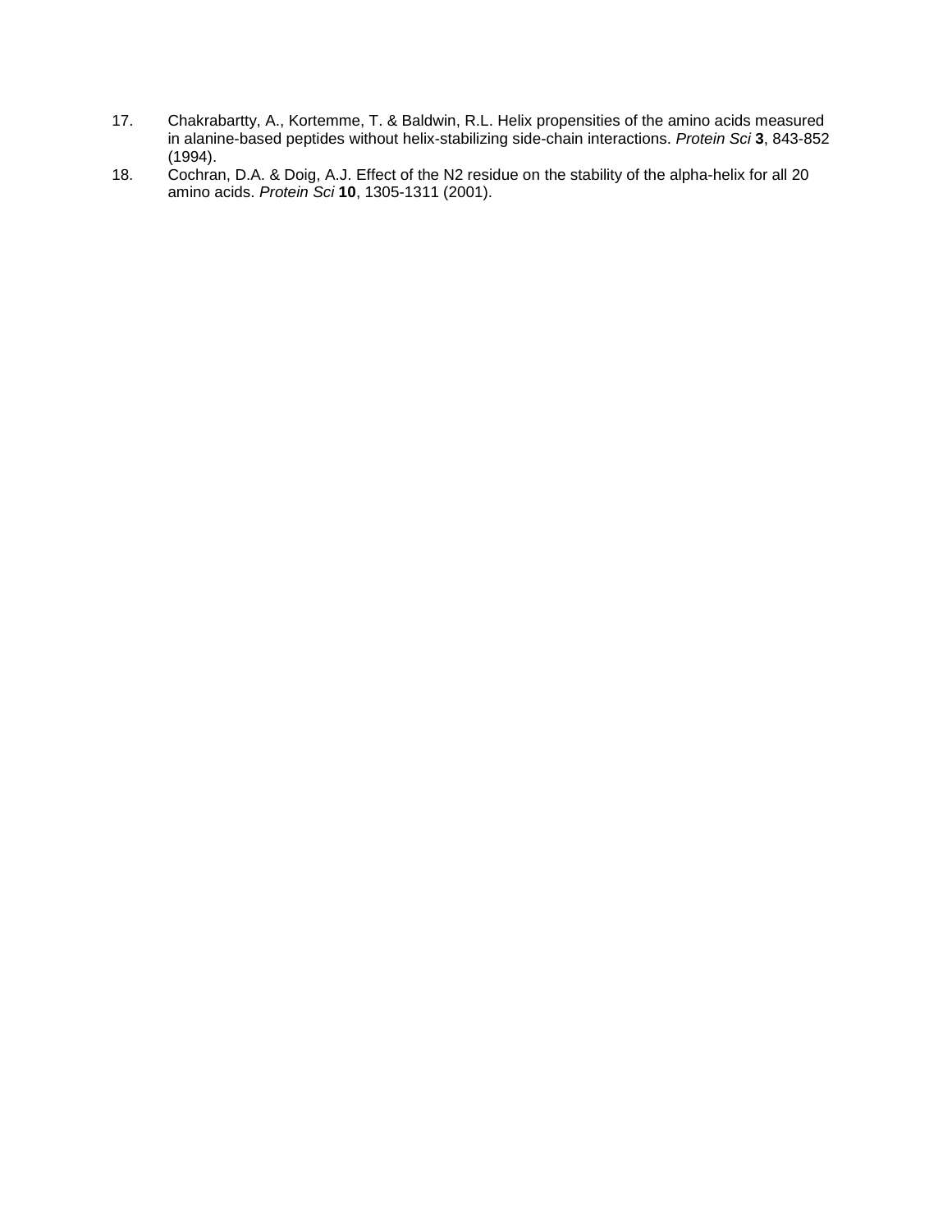17. Chakrabartty, A., Kortemme, T. & Baldwin, R.L. Helix propensities of the amino acids measured in alanine-based peptides without helix-stabilizing side-chain interactions. *Protein Sci* **3**, 843-852 (1994).
18. Cochran, D.A. & Doig, A.J. Effect of the N2 residue on the stability of the alpha-helix for all 20 amino acids. *Protein Sci* **10**, 1305-1311 (2001).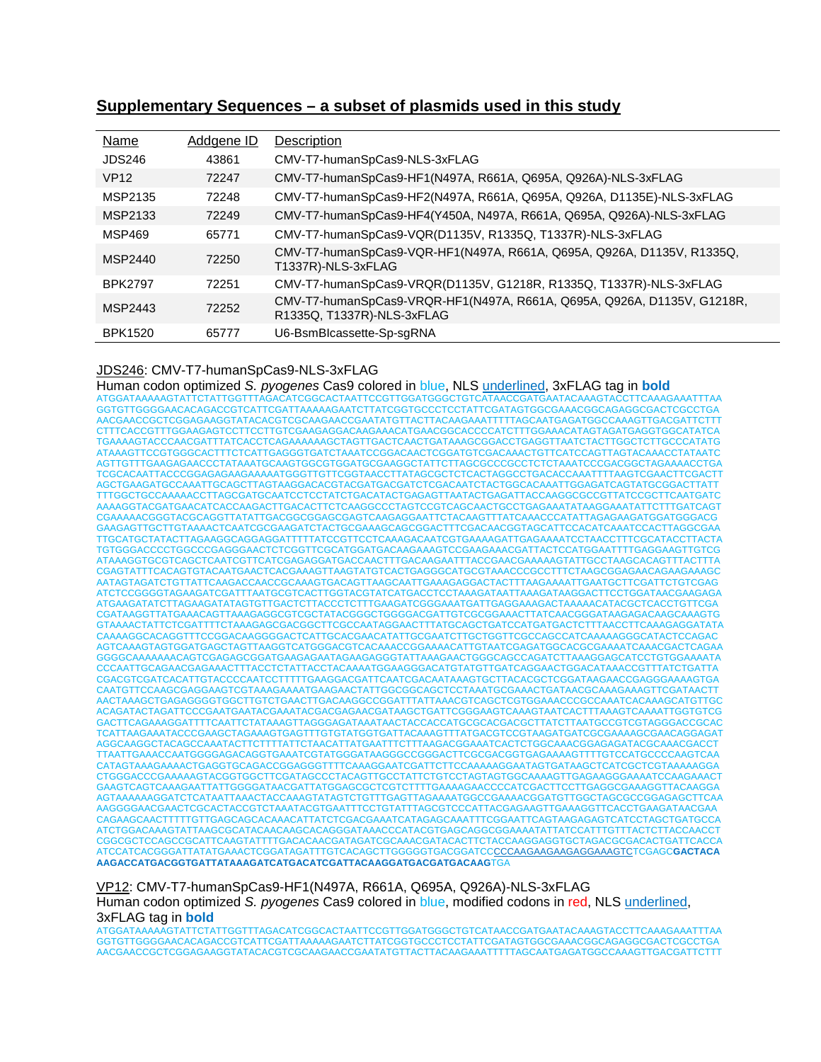## Supplementary Sequences – a subset of plasmids used in this study

| Name | Addgene ID | Description |
|---|---|---|
| JDS246 | 43861 | CMV-T7-humanSpCas9-NLS-3xFLAG |
| VP12 | 72247 | CMV-T7-humanSpCas9-HF1(N497A, R661A, Q695A, Q926A)-NLS-3xFLAG |
| MSP2135 | 72248 | CMV-T7-humanSpCas9-HF2(N497A, R661A, Q695A, Q926A, D1135E)-NLS-3xFLAG |
| MSP2133 | 72249 | CMV-T7-humanSpCas9-HF4(Y450A, N497A, R661A, Q695A, Q926A)-NLS-3xFLAG |
| MSP469 | 65771 | CMV-T7-humanSpCas9-VQR(D1135V, R1335Q, T1337R)-NLS-3xFLAG |
| MSP2440 | 72250 | CMV-T7-humanSpCas9-VQR-HF1(N497A, R661A, Q695A, Q926A, D1135V, R1335Q, T1337R)-NLS-3xFLAG |
| BPK2797 | 72251 | CMV-T7-humanSpCas9-VRQR(D1135V, G1218R, R1335Q, T1337R)-NLS-3xFLAG |
| MSP2443 | 72252 | CMV-T7-humanSpCas9-VRQR-HF1(N497A, R661A, Q695A, Q926A, D1135V, G1218R, R1335Q, T1337R)-NLS-3xFLAG |
| BPK1520 | 65777 | U6-BsmBIcassette-Sp-sgRNA |

JDS246: CMV-T7-humanSpCas9-NLS-3xFLAG

Human codon optimized *S. pyogenes* Cas9 colored in blue, NLS underlined, 3xFLAG tag in **bold**

ATGGATAAAAAGTATTCTATTGGTTTAGACATCGGCACTAATTCCGTTGGATGGGCTGTCATAACCGATGAATACAAAGTACCTTCAAAGAAATTTAA
GGTGTTGGGGAACACAGACCGTCATTCGATTAAAAAGAATCTTATCGGTGCCCTCCTATTCGATAGTGGCGAAACGGCAGAGGCGACTCGCCTGA
AACGAACCGCTCGGAGAAGGTATACACGTCGCAAGAACCGAATATGTTACTTACAAGAAATTTTTAGCAATGAGATGGCCAAAGTTGACGATTCTTT
CTTTCACCGTTTGGAAGAGTCCTTCCTTGTCGAAGAGGACAAGAAACATGAACGGCACCCCATCTTTGGAAACATAGTAGATGAGGTGGCATATCA
TGAAAAGTACCCAACGATTTATCACCTCAGAAAAAAGCTAGTTGACTCAACTGATAAAGCGGACCTGAGGTTAATCTACTTGGCTCTTGCCCATATG
ATAAAGTTCCGTGGGCACTTTCTCATTGAGGGTGATCTAAATCCGGACAACTCGGATGTCGACAAACTGTTCATCCAGTTAGTACAAACCTATAATC
AGTTGTTTGAAGAGAACCCTATAAATGCAAGTGGCGTGGATGCGAAGGCTATTCTTAGCGCCCGCCTCTCTAAATCCCGACGGCTAGAAAACCTGA
TCGCACAATTACCCGGAGAGAAGAAAAATGGGTTGTTCGGTAACCTTATAGCGCTCTCACTAGGCCTGACACCAAATTTTAAGTCGAACTTCGACTT
AGCTGAAGATGCCAAATTGCAGCTTAGTAAGGACACGTACGATGACGATCTCGACAATCTACTGGCACAAATTGGAGATCAGTATGCGGACTTATT
TTTGGCTGCCAAAAACCTTAGCGATGCAATCCTCCTATCTGACATACTGAGAGTTAATACTGAGATTACCAAGGCGCCGTTATCCGCTTCAATGATC
AAAAGGTACGATGAACATCACCAAGACTTGACACTTCTCAAGGCCCTAGTCCGTCAGCAACTGCCTGAGAAATATAAGGAAATATTCTTTGATCAGT
CGAAAAACGGGTACGCAGGTTATATTGACGGCGGAGCGAGTCAAGAGGAATTCTACAAGTTTATCAAACCCATATTAGAGAAGATGGATGGGACG
GAAGAGTTGCTTGTAAAACTCAATCGCGAAGATCTACTGCGAAAGCAGCGGACTTTCGACAACGGTAGCATTCCACATCAAATCCACTTAGGCGAA
TTGCATGCTATACTTAGAAGGCAGGAGGATTTTTATCCGTTCCTCAAAGACAATCGTGAAAAGATTGAGAAAATCCTAACCTTTCGCATACCTTACTA
TGTGGGACCCCTGGCCCGAGGGAACTCTCGGTTCGCATGGATGACAAGAAAGTCCGAAGAAACGATTACTCCATGGAATTTTGAGGAAGTTGTCG
ATAAAGGTGCGTCAGCTCAATCGTTCATCGAGAGGATGACCAACTTTGACAAGAATTTACCGAACGAAAAAGTATTGCCTAAGCACAGTTTACTTTA
CGAGTATTTCACAGTGTACAATGAACTCACGAAAGTTAAGTATGTCACTGAGGGCATGCGTAAACCCGCCTTTCTAAGCGGAGAACAGAAGAAAGC
AATAGTAGATCTGTTATTCAAGACCAACCGCAAAGTGACAGTTAAGCAATTGAAAGAGGACTACTTTAAGAAAATTGAATGCTTCGATTCTGTCGAG
ATCTCCGGGGTAGAAGATCGATTTAATGCGTCACTTGGTACGTATCATGACCTCCTAAAGATAATTAAAGATAAGGACTTCCTGGATAACGAAGAGA
ATGAAGATATCTTAGAAGATATAGTGTTGACTCTTACCCTCTTTGAAGATCGGGAAATGATTGAGGAAAGACTAAAAACATACGCTCACCTGTTCGA
CGATAAGGTTATGAAACAGTTAAAGAGGCGTCGCTATACGGGCTGGGGACGATTGTCGCGGAAACTTATCAACGGGATAAGAGACAAGCAAAGTG
GTAAAACTATTCTCGATTTTCTAAAGAGCGACGGCTTCGCCAATAGGAACTTTATGCAGCTGATCCATGATGACTCTTTAACCTTCAAAGAGGATATA
CAAAAGGCACAGGTTTCCGGACAAGGGGACTCATTGCACGAACATATTGCGAATCTTGCTGGTTCGCCAGCCATCAAAAAGGGCATACTCCAGAC
AGTCAAAGTAGTGGATGAGCTAGTTAAGGTCATGGGACGTCACAAACCGGAAAACATTGTAATCGAGATGGCACGCGAAAATCAAACGACTCAGAA
GGGGCAAAAAAACAGTCGAGAGCGGATGAAGAGAATAGAAGAGGGTATTAAAGAACTGGGCAGCCAGATCTTAAAGGAGCATCCTGTGGAAAATA
CCCAATTGCAGAACGAGAAACTTTACCTCTATTACCTACAAAATGGAAGGGACATGTATGTTGATCAGGAACTGGACATAAACCGTTTATCTGATTA
CGACGTCGATCACATTGTACCCCAATCCTTTTTGAAGGACGATTCAATCGACAATAAAGTGCTTACACGCTCGGATAAGAACCGAGGGAAAAGTGA
CAATGTTCCAAGCGAGGAAGTCGTAAAGAAAATGAAGAACTATTGGCGGCAGCTCCTAAATGCGAAACTGATAACGCAAAGAAAGTTCGATAACTT
AACTAAAGCTGAGAGGGGTGGCTTGTCTGAACTTGACAAGGCCGGATTTATTAAACGTCAGCTCGTGGAAACCCGCCAAATCACAAAGCATGTTGC
ACAGATACTAGATTCCCGAATGAATACGAAATACGACGAGAACGATAAGCTGATTCGGGAAGTCAAAGTAATCACTTTAAAGTCAAAATTGGTGTCG
GACTTCAGAAAGGATTTTCAATTCTATAAAGTTAGGGAGATAAATAACTACCACCATGCGCACGACGCTTATCTTAATGCCGTCGTAGGGACCGCAC
TCATTAAGAAATACCCGAAGCTAGAAAGTGAGTTTGTGTATGGTGATTACAAAGTTTATGACGTCCGTAAGATGATCGCGAAAAGCGAACAGGAGAT
AGGCAAGGCTACAGCCAAATACTTCTTTTATTCTAACATTATGAATTTCTTTAAGACGGAAATCACTCTGGCAAACGGAGAGATACGCAAACGACCT
TTAATTGAAACCAATGGGGAGACAGGTGAAATCGTATGGGATAAGGGCCGGGACTTCGCGACGGTGAGAAAAGTTTTGTCCATGCCCCAAGTCAA
CATAGTAAAGAAAACTGAGGTGCAGACCGGAGGGTTTTCAAAGGAATCGATTCTTCCAAAAAGGAATAGTGATAAGCTCATCGCTCGTAAAAAGGA
CTGGGACCCGAAAAAGTACGGTGGCTTCGATAGCCCTACAGTTGCCTATTCTGTCCTAGTAGTGGCAAAAGTTGAGAAGGGAAAATCCAAGAAACT
GAAGTCAGTCAAAGAATTATTGGGGATAACGATTATGGAGCGCTCGTCTTTTGAAAAGAACCCCATCGACTTCCTTGAGGCGAAAGGTTACAAGGA
AGTAAAAAAGGATCTCATAATTAAACTACCAAAGTATAGTCTGTTTGAGTTAGAAAATGGCCGAAAACGGATGTTGGCTAGCGCCGGAGAGCTTCAA
AAGGGGAACGAACTCGCACTACCGTCTAAATACGTGAATTTCCTGTATTTAGCGTCCCATTACGAGAAGTTGAAAGGTTCACCTGAAGATAACGAA
CAGAAGCAACTTTTTGTTGAGCAGCACAAACATTATCTCGACGAAATCATAGAGCAAATTTCGGAATTCAGTAAGAGAGTCATCCTAGCTGATGCCA
ATCTGGACAAAGTATTAAGCGCATACAACAAGCACAGGGATAAACCCATACGTGAGCAGGCGGAAAATATTATCCATTTGTTTACTCTTACCAACCT
CGGCGCTCCAGCCGCATTCAAGTATTTTGACACAACGATAGATCGCAAACGATACACTTCTACCAAGGAGGTGCTAGACGCGACACTGATTCACCA
ATCCATCACGGGATTATATGAAACTCGGATAGATTTGTCACAGCTTGGGGGTGACGGATCCCCCAAGAAGAAGAGGAAAGTCTCGAGC**GACTACA
AAGACCATGACGGTGATTATAAAGATCATGACATCGATTACAAGGATGACGATGACAAG**TGA

VP12: CMV-T7-humanSpCas9-HF1(N497A, R661A, Q695A, Q926A)-NLS-3xFLAG

Human codon optimized *S. pyogenes* Cas9 colored in blue, modified codons in red, NLS underlined, 3xFLAG tag in **bold**

ATGGATAAAAAGTATTCTATTGGTTTAGACATCGGCACTAATTCCGTTGGATGGGCTGTCATAACCGATGAATACAAAGTACCTTCAAAGAAATTTAA
GGTGTTGGGGAACACAGACCGTCATTCGATTAAAAAGAATCTTATCGGTGCCCTCCTATTCGATAGTGGCGAAACGGCAGAGGCGACTCGCCTGA
AACGAACCGCTCGGAGAAGGTATACACGTCGCAAGAACCGAATATGTTACTTACAAGAAATTTTTAGCAATGAGATGGCCAAAGTTGACGATTCTTT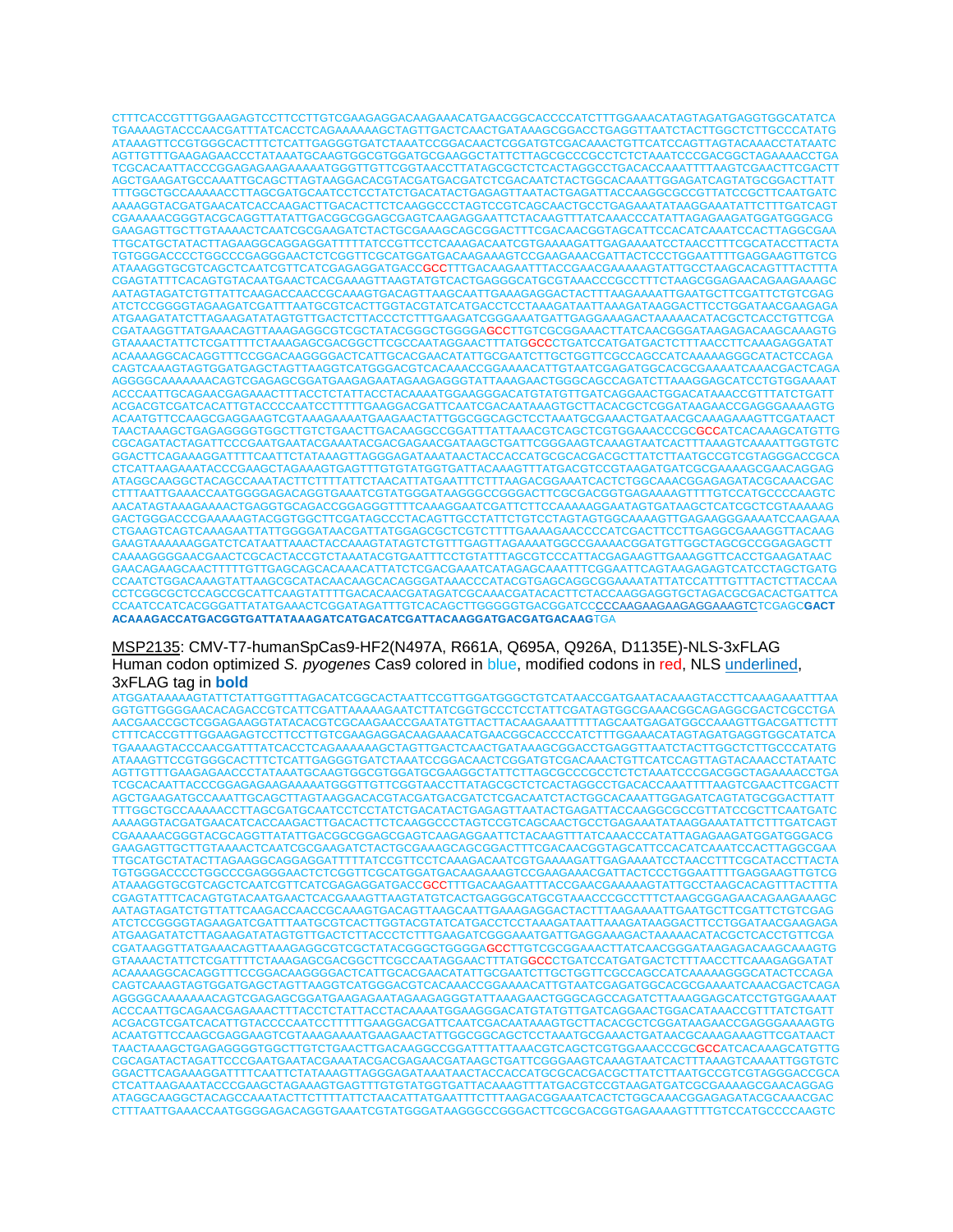CTTTCACCGTTTGGAAGAGTCCTTCCTTGTCGAAGAGGACAAGAAACATGAACGGCACCCCATCTTTGGAAACATAGTAGATGAGGTGGCATATCA
TGAAAAGTACCCAACGATTTATCACCTCAGAAAAAAGCTAGTTGACTCAACTGATAAAGCGGACCTGAGGTTAATCTACTTGGCTCTTGCCCATATG
ATAAAGTTCCGTGGGCACTTTCTCATTGAGGGTGATCTAAATCCGGACAACTCGGATGTCGACAAACTGTTCATCCAGTTAGTACAAACCTATAATC
AGTTGTTTGAAGAGAACCCTATAAATGCAAGTGGCGTGGATGCGAAGGCTATTCTTAGCGCCCGCCTCTCTAAATCCCGACGGCTAGAAAACCTGA
TCGCACAATTACCCGGAGAGAAGAAAAATGGGTTGTTCGGTAACCTTATAGCGCTCTCACTAGGCCTGACACCAAATTTTAAGTCGAACTTCGACTT
AGCTGAAGATGCCAAATTGCAGCTTAGTAAGGACACGTACGATGACGATCTCGACAATCTACTGGCACAAATTGGAGATCAGTATGCGGACTTATT
TTTGGCTGCCAAAAACCTTAGCGATGCAATCCTCCTATCTGACATACTGAGAGTTAATACTGAGATTACCAAGGCGCCGTTATCCGCTTCAATGATC
AAAAGGTACGATGAACATCACCAAGACTTGACACTTCTCAAGGCCCTAGTCCGTCAGCAACTGCCTGAGAAATATAAGGAAATATTCTTTGATCAGT
CGAAAAACGGGTACGCAGGTTATATTGACGGCGGAGCGAGTCAAGAGGAATTCTACAAGTTTATCAAACCCATATTAGAGAAGATGGATGGGACG
GAAGAGTTGCTTGTAAAACTCAATCGCGAAGATCTACTGCGAAAGCAGCGGACTTTCGACAACGGTAGCATTCCACATCAAATCCACTTAGGCGAA
TTGCATGCTATACTTAGAAGGCAGGAGGATTTTTATCCGTTCCTCAAAGACAATCGTGAAAAGATTGAGAAAATCCTAACCTTTCGCATACCTTACTA
TGTGGGACCCCTGGCCCGAGGGAACTCTCGGTTCGCATGGATGACAAGAAAGTCCGAAGAAACGATTACTCCCTGGAATTTTGAGGAAGTTGTCG
ATAAAGGTGCGTCAGCTCAATCGTTCATCGAGAGGATGACCGCCTTTGACAAGAATTTACCGAACGAAAAAGTATTGCCTAAGCACAGTTTACTTTA
CGAGTATTTCACAGTGTACAATGAACTCACGAAAGTTAAGTATGTCACTGAGGGCATGCGTAAACCCGCCTTTCTAAGCGGAGAACAGAAGAAAGC
AATAGTAGATCTGTTATTCAAGACCAACCGCAAAGTGACAGTTAAGCAATTGAAAGAGGACTACTTTAAGAAAATTGAATGCTTCGATTCTGTCGAG
ATCTCCGGGGTAGAAGATCGATTTAATGCGTCACTTGGTACGTATCATGACCTCCTAAAGATAATTAAAGATAAGGACTTCCTGGATAACGAAGAGA
ATGAAGATATCTTAGAAGATATAGTGTTGACTCTTACCCTCTTTGAAGATCGGGAAATGATTGAGGAAAGACTAAAAACATACGCTCACCTGTTCGA
CGATAAGGTTATGAAACAGTTAAAGAGGCGTCGCTATACGGGCTGGGGAGCCTTGTCGCGGAAACTTATCAACGGGATAAGAGACAAGCAAAGTG
GTAAAACTATTCTCGATTTTCTAAAGAGCGACGGCTTCGCCAATAGGAACTTTATGGCCCTGATCCATGATGACTCTTTAACCTTCAAAGAGGATAT
ACAAAAGGCACAGGTTTCCGGACAAGGGGACTCATTGCACGAACATATTGCGAATCTTGCTGGTTCGCCAGCCATCAAAAAGGGCATACTCCAGA
CAGTCAAAGTAGTGGATGAGCTAGTTAAGGTCATGGGACGTCACAAACCGGAAAACATTGTAATCGAGATGGCACGCGAAAATCAAACGACTCAGA
AGGGGCAAAAAAACAGTCGAGAGCGGATGAAGAGAATAGAAGAGGGTATTAAAGAACTGGGCAGCCAGATCTTAAAGGAGCATCCTGTGGAAAAT
ACCCAATTGCAGAACGAGAAACTTTACCTCTATTACCTACAAAATGGAAGGGACATGTATGTTGATCAGGAACTGGACATAAACCGTTTATCTGATT
ACGACGTCGATCACATTGTACCCCAATCCTTTTTGAAGGACGATTCAATCGACAATAAAGTGCTTACACGCTCGGATAAGAACCGAGGGAAAAGTG
ACAATGTTCCAAGCGAGGAAGTCGTAAAGAAAATGAAGAACTATTGGCGGCAGCTCCTAAATGCGAAACTGATAACGCAAAGAAAGTTCGATAACT
TAACTAAAGCTGAGAGGGGTGGCTTGTCTGAACTTGACAAGGCCGGATTTATTAAACGTCAGCTCGTGGAAACCCGCGCCATCACAAAGCATGTTG
CGCAGATACTAGATTCCCGAATGAATACGAAATACGACGAGAACGATAAGCTGATTCGGGAAGTCAAAGTAATCACTTTAAAGTCAAAATTGGTGTC
GGACTTCAGAAAGGATTTTCAATTCTATAAAGTTAGGGAGATAAATAACTACCACCATGCGCACGACGCTTATCTTAATGCCGTCGTAGGGACCGCA
CTCATTAAGAAATACCCGAAGCTAGAAAGTGAGTTTGTGTATGGTGATTACAAAGTTTATGACGTCCGTAAGATGATCGCGAAAAGCGAACAGGAG
ATAGGCAAGGCTACAGCCAAATACTTCTTTTATTCTAACATTATGAATTTCTTTAAGACGGAAATCACTCTGGCAAACGGAGAGATACGCAAACGAC
CTTTAATTGAAACCAATGGGGAGACAGGTGAAATCGTATGGGATAAGGGCCGGGACTTCGCGACGGTGAGAAAAGTTTTGTCCATGCCCCAAGTC
AACATAGTAAAGAAAACTGAGGTGCAGACCGGAGGGTTTTCAAAGGAATCGATTCTTCCAAAAAGGAATAGTGATAAGCTCATCGCTCGTAAAAAG
GACTGGGACCCGAAAAAGTACGGTGGCTTCGATAGCCCTACAGTTGCCTATTCTGTCCTAGTAGTGGCAAAAGTTGAGAAGGGAAAATCCAAGAAA
CTGAAGTCAGTCAAAGAATTATTGGGGATAACGATTATGGAGCGCTCGTCTTTTGAAAAGAACCCCATCGACTTCCTTGAGGCGAAAGGTTACAAG
GAAGTAAAAAAGGATCTCATAATTAAACTACCAAAGTATAGTCTGTTTGAGTTAGAAAATGGCCGAAAACGGATGTTGGCTAGCGCCGGAGAGCTT
CAAAAGGGGAACGAACTCGCACTACCGTCTAAATACGTGAATTTCCTGTATTTAGCGTCCCATTACGAGAAGTTGAAAGGTTCACCTGAAGATAAC
GAACAGAAGCAACTTTTTGTTGAGCAGCACAAACATTATCTCGACGAAATCATAGAGCAAATTTCGGAATTCAGTAAGAGAGTCATCCTAGCTGATG
CCAATCTGGACAAAGTATTAAGCGCATACAACAAGCACAGGGATAAACCCATACGTGAGCAGGCGGAAAATATTATCCATTTGTTTACTCTTACCAA
CCTCGGCGCTCCAGCCGCATTCAAGTATTTTGACACAACGATAGATCGCAAACGATACACTTCTACCAAGGAGGTGCTAGACGCGACACTGATTCA
CCAATCCATCACGGGATTATATGAAACTCGGATAGATTTGTCACAGCTTGGGGGTGACGGATCCCCCAAGAAGAAGAGGAAAGTCTCGAGC**GACT
ACAAAGACCATGACGGTGATTATAAAGATCATGACATCGATTACAAGGATGACGATGACAAG**TGA

MSP2135: CMV-T7-humanSpCas9-HF2(N497A, R661A, Q695A, Q926A, D1135E)-NLS-3xFLAG
Human codon optimized *S. pyogenes* Cas9 colored in blue, modified codons in red, NLS underlined, 3xFLAG tag in **bold**

ATGGATAAAAAGTATTCTATTGGTTTAGACATCGGCACTAATTCCGTTGGATGGGCTGTCATAACCGATGAATACAAAGTACCTTCAAAGAAATTTAA
GGTGTTGGGGAACACAGACCGTCATTCGATTAAAAAGAATCTTATCGGTGCCCTCCTATTCGATAGTGGCGAAACGGCAGAGGCGACTCGCCTGA
AACGAACCGCTCGGAGAAGGTATACACGTCGCAAGAACCGAATATGTTACTTACAAGAAATTTTTAGCAATGAGATGGCCAAAGTTGACGATTCTTT
CTTTCACCGTTTGGAAGAGTCCTTCCTTGTCGAAGAGGACAAGAAACATGAACGGCACCCCATCTTTGGAAACATAGTAGATGAGGTGGCATATCA
TGAAAAGTACCCAACGATTTATCACCTCAGAAAAAAGCTAGTTGACTCAACTGATAAAGCGGACCTGAGGTTAATCTACTTGGCTCTTGCCCATATG
ATAAAGTTCCGTGGGCACTTTCTCATTGAGGGTGATCTAAATCCGGACAACTCGGATGTCGACAAACTGTTCATCCAGTTAGTACAAACCTATAATC
AGTTGTTTGAAGAGAACCCTATAAATGCAAGTGGCGTGGATGCGAAGGCTATTCTTAGCGCCCGCCTCTCTAAATCCCGACGGCTAGAAAACCTGA
TCGCACAATTACCCGGAGAGAAGAAAAATGGGTTGTTCGGTAACCTTATAGCGCTCTCACTAGGCCTGACACCAAATTTTAAGTCGAACTTCGACTT
AGCTGAAGATGCCAAATTGCAGCTTAGTAAGGACACGTACGATGACGATCTCGACAATCTACTGGCACAAATTGGAGATCAGTATGCGGACTTATT
TTTGGCTGCCAAAAACCTTAGCGATGCAATCCTCCTATCTGACATACTGAGAGTTAATACTGAGATTACCAAGGCGCCGTTATCCGCTTCAATGATC
AAAAGGTACGATGAACATCACCAAGACTTGACACTTCTCAAGGCCCTAGTCCGTCAGCAACTGCCTGAGAAATATAAGGAAATATTCTTTGATCAGT
CGAAAAACGGGTACGCAGGTTATATTGACGGCGGAGCGAGTCAAGAGGAATTCTACAAGTTTATCAAACCCATATTAGAGAAGATGGATGGGACG
GAAGAGTTGCTTGTAAAACTCAATCGCGAAGATCTACTGCGAAAGCAGCGGACTTTCGACAACGGTAGCATTCCACATCAAATCCACTTAGGCGAA
TTGCATGCTATACTTAGAAGGCAGGAGGATTTTTATCCGTTCCTCAAAGACAATCGTGAAAAGATTGAGAAAATCCTAACCTTTCGCATACCTTACTA
TGTGGGACCCCTGGCCCGAGGGAACTCTCGGTTCGCATGGATGACAAGAAAGTCCGAAGAAACGATTACTCCCTGGAATTTTGAGGAAGTTGTCG
ATAAAGGTGCGTCAGCTCAATCGTTCATCGAGAGGATGACCGCCTTTGACAAGAATTTACCGAACGAAAAAGTATTGCCTAAGCACAGTTTACTTTA
CGAGTATTTCACAGTGTACAATGAACTCACGAAAGTTAAGTATGTCACTGAGGGCATGCGTAAACCCGCCTTTCTAAGCGGAGAACAGAAGAAAGC
AATAGTAGATCTGTTATTCAAGACCAACCGCAAAGTGACAGTTAAGCAATTGAAAGAGGACTACTTTAAGAAAATTGAATGCTTCGATTCTGTCGAG
ATCTCCGGGGTAGAAGATCGATTTAATGCGTCACTTGGTACGTATCATGACCTCCTAAAGATAATTAAAGATAAGGACTTCCTGGATAACGAAGAGA
ATGAAGATATCTTAGAAGATATAGTGTTGACTCTTACCCTCTTTGAAGATCGGGAAATGATTGAGGAAAGACTAAAAACATACGCTCACCTGTTCGA
CGATAAGGTTATGAAACAGTTAAAGAGGCGTCGCTATACGGGCTGGGGAGCCTTGTCGCGGAAACTTATCAACGGGATAAGAGACAAGCAAAGTG
GTAAAACTATTCTCGATTTTCTAAAGAGCGACGGCTTCGCCAATAGGAACTTTATGGCCCTGATCCATGATGACTCTTTAACCTTCAAAGAGGATAT
ACAAAAGGCACAGGTTTCCGGACAAGGGGACTCATTGCACGAACATATTGCGAATCTTGCTGGTTCGCCAGCCATCAAAAAGGGCATACTCCAGA
CAGTCAAAGTAGTGGATGAGCTAGTTAAGGTCATGGGACGTCACAAACCGGAAAACATTGTAATCGAGATGGCACGCGAAAATCAAACGACTCAGA
AGGGGCAAAAAAACAGTCGAGAGCGGATGAAGAGAATAGAAGAGGGTATTAAAGAACTGGGCAGCCAGATCTTAAAGGAGCATCCTGTGGAAAAT
ACCCAATTGCAGAACGAGAAACTTTACCTCTATTACCTACAAAATGGAAGGGACATGTATGTTGATCAGGAACTGGACATAAACCGTTTATCTGATT
ACGACGTCGATCACATTGTACCCCAATCCTTTTTGAAGGACGATTCAATCGACAATAAAGTGCTTACACGCTCGGATAAGAACCGAGGGAAAAGTG
ACAATGTTCCAAGCGAGGAAGTCGTAAAGAAAATGAAGAACTATTGGCGGCAGCTCCTAAATGCGAAACTGATAACGCAAAGAAAGTTCGATAACT
TAACTAAAGCTGAGAGGGGTGGCTTGTCTGAACTTGACAAGGCCGGATTTATTAAACGTCAGCTCGTGGAAACCCGCGCCATCACAAAGCATGTTG
CGCAGATACTAGATTCCCGAATGAATACGAAATACGACGAGAACGATAAGCTGATTCGGGAAGTCAAAGTAATCACTTTAAAGTCAAAATTGGTGTC
GGACTTCAGAAAGGATTTTCAATTCTATAAAGTTAGGGAGATAAATAACTACCACCATGCGCACGACGCTTATCTTAATGCCGTCGTAGGGACCGCA
CTCATTAAGAAATACCCGAAGCTAGAAAGTGAGTTTGTGTATGGTGATTACAAAGTTTATGACGTCCGTAAGATGATCGCGAAAAGCGAACAGGAG
ATAGGCAAGGCTACAGCCAAATACTTCTTTTATTCTAACATTATGAATTTCTTTAAGACGGAAATCACTCTGGCAAACGGAGAGATACGCAAACGAC
CTTTAATTGAAACCAATGGGGAGACAGGTGAAATCGTATGGGATAAGGGCCGGGACTTCGCGACGGTGAGAAAAGTTTTGTCCATGCCCCAAGTC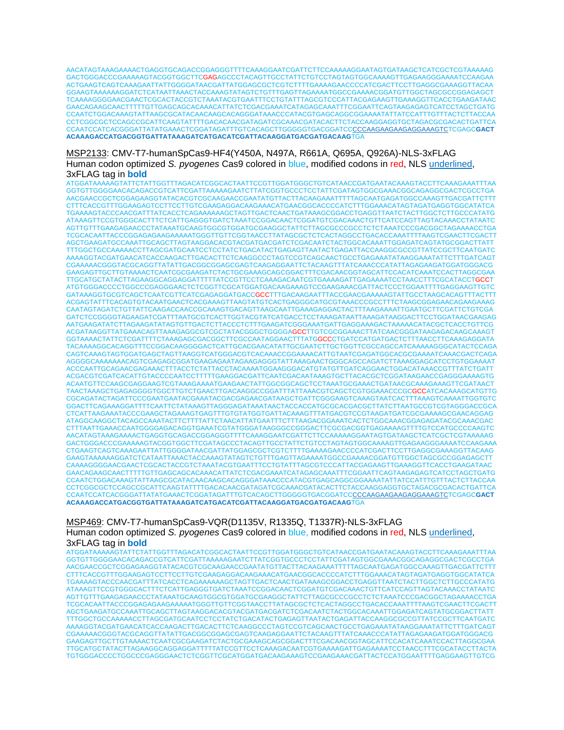AACATAGTAAAGAAAACTGAGGTGCAGACCGGAGGGTTTTCAAAGGAATCGATTCTTCCAAAAAGGAATAGTGATAAGCTCATCGCTCGTAAAAAG
GACTGGGACCCGAAAAAGTACGGTGGCTTCGAGAGCCCTACAGTTGCCTATTCTGTCCTAGTAGTGGCAAAAGTTGAGAAGGGAAAATCCAAGAA
ACTGAAGTCAGTCAAAGAATTATTGGGGATAACGATTATGGAGCGCTCGTCTTTTGAAAAGAACCCCATCGACTTCCTTGAGGCGAAAGGTTACAA
GGAAGTAAAAAAGGATCTCATAATTAAACTACCAAAGTATAGTCTGTTTGAGTTAGAAAATGGCCGAAAACGGATGTTGGCTAGCGCCGGAGAGCT
TCAAAAGGGGAACGAACTCGCACTACCGTCTAAATACGTGAATTTCCTGTATTTAGCGTCCCATTACGAGAAGTTGAAAGGTTCACCTGAAGATAAC
GAACAGAAGCAACTTTTTGTTGAGCAGCACAAACATTATCTCGACGAAATCATAGAGCAAATTTCGGAATTCAGTAAGAGAGTCATCCTAGCTGATG
CCAATCTGGACAAAGTATTAAGCGCATACAACAAGCACAGGGATAAACCCATACGTGAGCAGGCGGAAAATATTATCCATTTGTTTACTCTTACCAA
CCTCGGCGCTCCAGCCGCATTCAAGTATTTTGACACAACGATAGATCGCAAACGATACACTTCTACCAAGGAGGTGCTAGACGCGACACTGATTCA
CCAATCCATCACGGGATTATATGAAACTCGGATAGATTTGTCACAGCTTGGGGGTGACGGATCCCCCAAGAAGAAGAGGAAAGTCTCGAGC**GACT
ACAAAGACCATGACGGTGATTATAAAGATCATGACATCGATTACAAGGATGACGATGACAAG**TGA

MSP2133: CMV-T7-humanSpCas9-HF4(Y450A, N497A, R661A, Q695A, Q926A)-NLS-3xFLAG
Human codon optimized *S. pyogenes* Cas9 colored in blue, modified codons in red, NLS underlined, 3xFLAG tag in **bold**

ATGGATAAAAAGTATTCTATTGGTTTAGACATCGGCACTAATTCCGTTGGATGGGCTGTCATAACCGATGAATACAAAGTACCTTCAAAGAAATTTAA
GGTGTTGGGGAACACAGACCGTCATTCGATTAAAAAGAATCTTATCGGTGCCCTCCTATTCGATAGTGGCGAAACGGCAGAGGCGACTCGCCTGA
AACGAACCGCTCGGAGAAGGTATACACGTCGCAAGAACCGAATATGTTACTTACAAGAAATTTTTAGCAATGAGATGGCCAAAGTTGACGATTCTTT
CTTTCACCGTTTGGAAGAGTCCTTCCTTGTCGAAGAGGACAAGAAACATGAACGGCACCCCATCTTTGGAAACATAGTAGATGAGGTGGCATATCA
TGAAAAGTACCCAACGATTTATCACCTCAGAAAAAAGCTAGTTGACTCAACTGATAAAGCGGACCTGAGGTTAATCTACTTGGCTCTTGCCCATATG
ATAAAGTTCCGTGGGCACTTTCTCATTGAGGGTGATCTAAATCCGGACAACTCGGATGTCGACAAACTGTTCATCCAGTTAGTACAAACCTATAATC
AGTTGTTTGAAGAGAACCCTATAAATGCAAGTGGCGTGGATGCGAAGGCTATTCTTAGCGCCCGCCTCTCTAAATCCCGACGGCTAGAAAACCTGA
TCGCACAATTACCCGGAGAGAAGAAAAATGGGTTGTTCGGTAACCTTATAGCGCTCTCACTAGGCCTGACACCAAATTTTAAGTCGAACTTCGACTT
AGCTGAAGATGCCAAATTGCAGCTTAGTAAGGACACGTACGATGACGATCTCGACAATCTACTGGCACAAATTGGAGATCAGTATGCGGACTTATT
TTTGGCTGCCAAAAACCTTAGCGATGCAATCCTCCTATCTGACATACTGAGAGTTAATACTGAGATTACCAAGGCGCCGTTATCCGCTTCAATGATC
AAAAGGTACGATGAACATCACCAAGACTTGACACTTCTCAAGGCCCTAGTCCGTCAGCAACTGCCTGAGAAATATAAGGAAATATTCTTTGATCAGT
CGAAAAACGGGTACGCAGGTTATATTGACGGCGGAGCGAGTCAAGAGGAATTCTACAAGTTTATCAAACCCATATTAGAGAAGATGGATGGGACG
GAAGAGTTGCTTGTAAAACTCAATCGCGAAGATCTACTGCGAAAGCAGCGGACTTTCGACAACGGTAGCATTCCACATCAAATCCACTTAGGCGAA
TTGCATGCTATACTTAGAAGGCAGGAGGATTTTTATCCGTTCCTCAAAGACAATCGTGAAAAGATTGAGAAAATCCTAACCTTTCGCATACCTGCCT
ATGTGGGACCCCTGGCCCGAGGGAACTCTCGGTTCGCATGGATGACAAGAAAGTCCGAAGAAACGATTACTCCCTGGAATTTTGAGGAAGTTGTC
GATAAAGGTGCGTCAGCTCAATCGTTCATCGAGAGGATGACCGCCTTTGACAAGAATTTACCGAACGAAAAAGTATTGCCTAAGCACAGTTTACTTT
ACGAGTATTTCACAGTGTACAATGAACTCACGAAAGTTAAGTATGTCACTGAGGGCATGCGTAAACCCGCCTTTCTAAGCGGAGAACAGAAGAAAG
CAATAGTAGATCTGTTATTCAAGACCAACCGCAAAGTGACAGTTAAGCAATTGAAAGAGGACTACTTTAAGAAAATTGAATGCTTCGATTCTGTCGA
GATCTCCGGGGTAGAAGATCGATTTAATGCGTCACTTGGTACGTATCATGACCTCCTAAAGATAATTAAAGATAAGGACTTCCTGGATAACGAAGAG
AATGAAGATATCTTAGAAGATATAGTGTTGACTCTTACCCTCTTTGAAGATCGGGAAATGATTGAGGAAAGACTAAAAACATACGCTCACCTGTTCG
ACGATAAGGTTATGAAACAGTTAAAGAGGCGTCGCTATACGGGCTGGGGAGCCTTGTCGCGGAAACTTATCAACGGGATAAGAGACAAGCAAAGT
GGTAAAACTATTCTCGATTTTCTAAAGAGCGACGGCTTCGCCAATAGGAACTTTATGGCCCTGATCCATGATGACTCTTTAACCTTCAAAGAGGATA
TACAAAAGGCACAGGTTTCCGGACAAGGGGACTCATTGCACGAACATATTGCGAATCTTGCTGGTTCGCCAGCCATCAAAAAGGGCATACTCCAGA
CAGTCAAAGTAGTGGATGAGCTAGTTAAGGTCATGGGACGTCACAAACCGGAAAACATTGTAATCGAGATGGCACGCGAAAATCAAACGACTCAGA
AGGGGCAAAAAAACAGTCGAGAGCGGATGAAGAGAATAGAAGAGGGTATTAAAGAACTGGGCAGCCAGATCTTAAAGGAGCATCCTGTGGAAAAT
ACCCAATTGCAGAACGAGAAACTTTACCTCTATTACCTACAAAATGGAAGGGACATGTATGTTGATCAGGAACTGGACATAAACCGTTTATCTGATT
ACGACGTCGATCACATTGTACCCCAATCCTTTTTGAAGGACGATTCAATCGACAATAAAGTGCTTACACGCTCGGATAAGAACCGAGGGAAAAGTG
ACAATGTTCCAAGCGAGGAAGTCGTAAAGAAAATGAAGAACTATTGGCGGCAGCTCCTAAATGCGAAACTGATAACGCAAAGAAAGTTCGATAACT
TAACTAAAGCTGAGAGGGGTGGCTTGTCTGAACTTGACAAGGCCGGATTTATTAAACGTCAGCTCGTGGAAACCCGCGCCATCACAAAGCATGTTG
CGCAGATACTAGATTCCCGAATGAATACGAAATACGACGAGAACGATAAGCTGATTCGGGAAGTCAAAGTAATCACTTTAAAGTCAAAATTGGTGTC
GGACTTCAGAAAGGATTTTCAATTCTATAAAGTTAGGGAGATAAATAACTACCACCATGCGCACGACGCTTATCTTAATGCCGTCGTAGGGACCGCA
CTCATTAAGAAATACCCGAAGCTAGAAAGTGAGTTTGTGTATGGTGATTACAAAGTTTATGACGTCCGTAAGATGATCGCGAAAAGCGAACAGGAG
ATAGGCAAGGCTACAGCCAAATACTTCTTTTATTCTAACATTATGAATTTCTTTAAGACGGAAATCACTCTGGCAAACGGAGAGATACGCAAACGAC
CTTTAATTGAAACCAATGGGGAGACAGGTGAAATCGTATGGGATAAGGGCCGGGACTTCGCGACGGTGAGAAAAGTTTTGTCCATGCCCCAAGTC
AACATAGTAAAGAAAACTGAGGTGCAGACCGGAGGGTTTTCAAAGGAATCGATTCTTCCAAAAAGGAATAGTGATAAGCTCATCGCTCGTAAAAAG
GACTGGGACCCGAAAAAGTACGGTGGCTTCGATAGCCCTACAGTTGCCTATTCTGTCCTAGTAGTGGCAAAAGTTGAGAAGGGAAAATCCAAGAAA
CTGAAGTCAGTCAAAGAATTATTGGGGATAACGATTATGGAGCGCTCGTCTTTTGAAAAGAACCCCATCGACTTCCTTGAGGCGAAAGGTTACAAG
GAAGTAAAAAAGGATCTCATAATTAAACTACCAAAGTATAGTCTGTTTGAGTTAGAAAATGGCCGAAAACGGATGTTGGCTAGCGCCGGAGAGCTT
CAAAAGGGGAACGAACTCGCACTACCGTCTAAATACGTGAATTTCCTGTATTTAGCGTCCCATTACGAGAAGTTGAAAGGTTCACCTGAAGATAAC
GAACAGAAGCAACTTTTTGTTGAGCAGCACAAACATTATCTCGACGAAATCATAGAGCAAATTTCGGAATTCAGTAAGAGAGTCATCCTAGCTGATG
CCAATCTGGACAAAGTATTAAGCGCATACAACAAGCACAGGGATAAACCCATACGTGAGCAGGCGGAAAATATTATCCATTTGTTTACTCTTACCAA
CCTCGGCGCTCCAGCCGCATTCAAGTATTTTGACACAACGATAGATCGCAAACGATACACTTCTACCAAGGAGGTGCTAGACGCGACACTGATTCA
CCAATCCATCACGGGATTATATGAAACTCGGATAGATTTGTCACAGCTTGGGGGTGACGGATCCCCCAAGAAGAAGAGGAAAGTCTCGAGC**GACT
ACAAAGACCATGACGGTGATTATAAAGATCATGACATCGATTACAAGGATGACGATGACAAG**TGA

MSP469: CMV-T7-humanSpCas9-VQR(D1135V, R1335Q, T1337R)-NLS-3xFLAG
Human codon optimized *S. pyogenes* Cas9 colored in blue, modified codons in red, NLS underlined, 3xFLAG tag in **bold**

ATGGATAAAAAGTATTCTATTGGTTTAGACATCGGCACTAATTCCGTTGGATGGGCTGTCATAACCGATGAATACAAAGTACCTTCAAAGAAATTTAA
GGTGTTGGGGAACACAGACCGTCATTCGATTAAAAAGAATCTTATCGGTGCCCTCCTATTCGATAGTGGCGAAACGGCAGAGGCGACTCGCCTGA
AACGAACCGCTCGGAGAAGGTATACACGTCGCAAGAACCGAATATGTTACTTACAAGAAATTTTTAGCAATGAGATGGCCAAAGTTGACGATTCTTT
CTTTCACCGTTTGGAAGAGTCCTTCCTTGTCGAAGAGGACAAGAAACATGAACGGCACCCCATCTTTGGAAACATAGTAGATGAGGTGGCATATCA
TGAAAAGTACCCAACGATTTATCACCTCAGAAAAAAGCTAGTTGACTCAACTGATAAAGCGGACCTGAGGTTAATCTACTTGGCTCTTGCCCATATG
ATAAAGTTCCGTGGGCACTTTCTCATTGAGGGTGATCTAAATCCGGACAACTCGGATGTCGACAAACTGTTCATCCAGTTAGTACAAACCTATAATC
AGTTGTTTGAAGAGAACCCTATAAATGCAAGTGGCGTGGATGCGAAGGCTATTCTTAGCGCCCGCCTCTCTAAATCCCGACGGCTAGAAAACCTGA
TCGCACAATTACCCGGAGAGAAGAAAAATGGGTTGTTCGGTAACCTTATAGCGCTCTCACTAGGCCTGACACCAAATTTTAAGTCGAACTTCGACTT
AGCTGAAGATGCCAAATTGCAGCTTAGTAAGGACACGTACGATGACGATCTCGACAATCTACTGGCACAAATTGGAGATCAGTATGCGGACTTATT
TTTGGCTGCCAAAAACCTTAGCGATGCAATCCTCCTATCTGACATACTGAGAGTTAATACTGAGATTACCAAGGCGCCGTTATCCGCTTCAATGATC
AAAAGGTACGATGAACATCACCAAGACTTGACACTTCTCAAGGCCCTAGTCCGTCAGCAACTGCCTGAGAAATATAAGGAAATATTCTTTGATCAGT
CGAAAAACGGGTACGCAGGTTATATTGACGGCGGAGCGAGTCAAGAGGAATTCTACAAGTTTATCAAACCCATATTAGAGAAGATGGATGGGACG
GAAGAGTTGCTTGTAAAACTCAATCGCGAAGATCTACTGCGAAAGCAGCGGACTTTCGACAACGGTAGCATTCCACATCAAATCCACTTAGGCGAA
TTGCATGCTATACTTAGAAGGCAGGAGGATTTTTATCCGTTCCTCAAAGACAATCGTGAAAAGATTGAGAAAATCCTAACCTTTCGCATACCTTACTA
TGTGGGACCCCTGGCCCGAGGGAACTCTCGGTTCGCATGGATGACAAGAAAGTCCGAAGAAACGATTACTCCATGGAATTTTGAGGAAGTTGTCG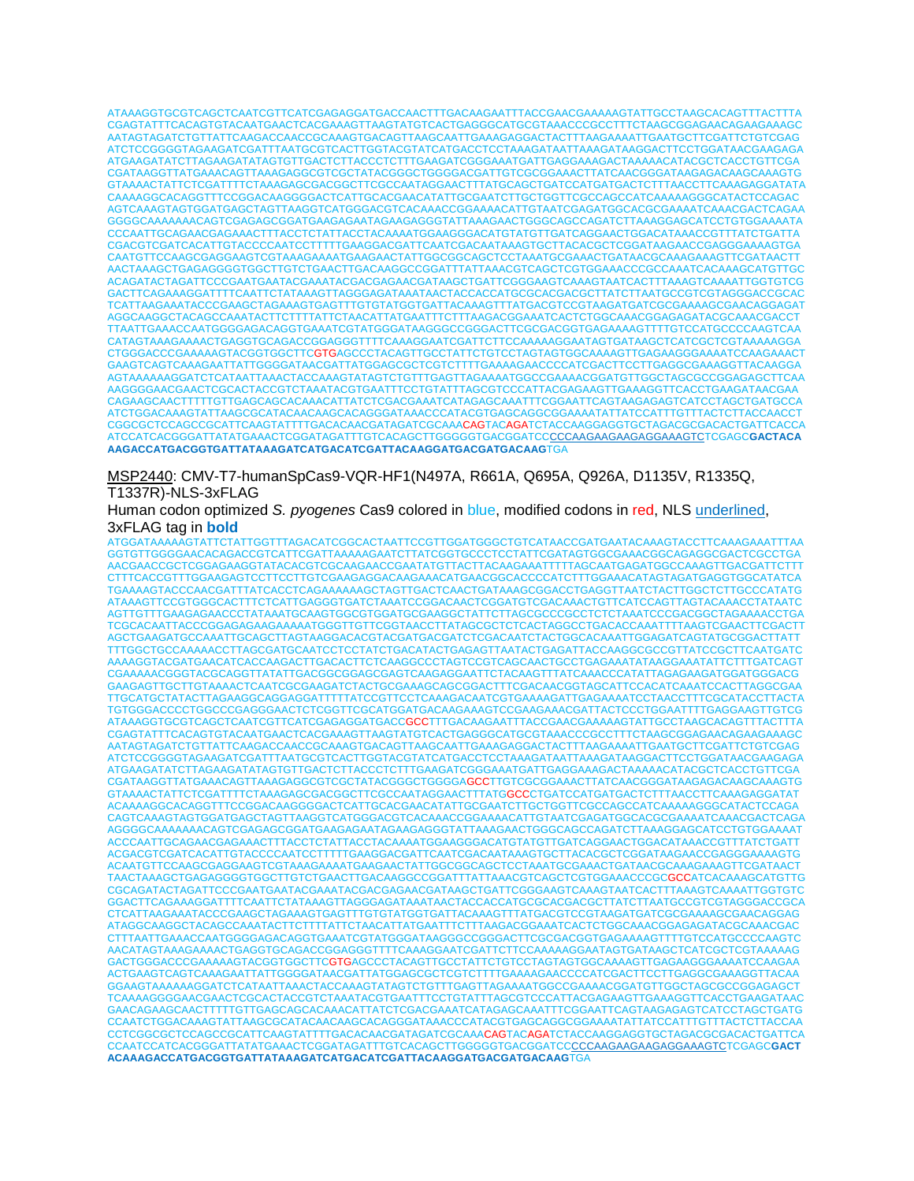ATAAAGGTGCGTCAGCTCAATCGTTCATCGAGAGGATGACCAACTTTGACAAGAATTTACCGAACGAAAAAGTATTGCCTAAGCACAGTTTACTTTA CGAGTATTTCACAGTGTACAATGAACTCACGAAAGTTAAGTATGTCACTGAGGGCATGCGTAAACCCGCCTTTCTAAGCGGAGAACAGAAGAAAGC AATAGTAGATCTGTTATTCAAGACCAACCGCAAAGTGACAGTTAAGCAATTGAAAGAGGACTACTTTAAGAAAATTGAATGCTTCGATTCTGTCGAG ATCTCCGGGGTAGAAGATCGATTTAATGCGTCACTTGGTACGTATCATGACCTCCTAAAGATAATTAAAGATAAGGACTTCCTGGATAACGAAGAGA ATGAAGATATCTTAGAAGATATAGTGTTGACTCTTACCCTCTTTGAAGATCGGGAAATGATTGAGGAAAGACTAAAAACATACGCTCACCTGTTCGA CGATAAGGTTATGAAACAGTTAAAGAGGCGTCGCTATACGGGCTGGGGACGATTGTCGCGGAAACTTATCAACGGGATAAGAGACAAGCAAAGTG GTAAAACTATTCTCGATTTTCTAAAGAGCGACGGCTTCGCCAATAGGAACTTTATGCAGCTGATCCATGATGACTCTTTAACCTTCAAAGAGGATATA CAAAAGGCACAGGTTTCCGGACAAGGGGACTCATTGCACGAACATATTGCGAATCTTGCTGGTTCGCCAGCCATCAAAAAGGGCATACTCCAGAC AGTCAAAGTAGTGGATGAGCTAGTTAAGGTCATGGGACGTCACAAACCGGAAAACATTGTAATCGAGATGGCACGCGAAAATCAAACGACTCAGAA GGGGCAAAAAAACAGTCGAGAGCGGATGAAGAGAATAGAAGAGGGTATTAAAGAACTGGGCAGCCAGATCTTAAAGGAGCATCCTGTGGAAAATA CCCAATTGCAGAACGAGAAACTTTACCTCTATTACCTACAAAATGGAAGGGACATGTATGTTGATCAGGAACTGGACATAAACCGTTTATCTGATTA CGACGTCGATCACATTGTACCCCAATCCTTTTTGAAGGACGATTCAATCGACAATAAAGTGCTTACACGCTCGGATAAGAACCGAGGGAAAAGTGA CAATGTTCCAAGCGAGGAAGTCGTAAAGAAAATGAAGAACTATTGGCGGCAGCTCCTAAATGCGAAACTGATAACGCAAAGAAAGTTCGATAACTT AACTAAAGCTGAGAGGGGTGGCTTGTCTGAACTTGACAAGGCCGGATTTATTAAACGTCAGCTCGTGGAAACCCGCCAAATCACAAAGCATGTTGC ACAGATACTAGATTCCCGAATGAATACGAAATACGACGAGAACGATAAGCTGATTCGGGAAGTCAAAGTAATCACTTTAAAGTCAAAATTGGTGTCG GACTTCAGAAAGGATTTTCAATTCTATAAAGTTAGGGAGATAAATAACTACCACCATGCGCACGACGCTTATCTTAATGCCGTCGTAGGGACCGCAC TCATTAAGAAATACCCGAAGCTAGAAAGTGAGTTTGTGTATGGTGATTACAAAGTTTATGACGTCCGTAAGATGATCGCGAAAAGCGAACAGGAGAT AGGCAAGGCTACAGCCAAATACTTCTTTTATTCTAACATTATGAATTTCTTTAAGACGGAAATCACTCTGGCAAACGGAGAGATACGCAAACGACCT TTAATTGAAACCAATGGGGAGACAGGTGAAATCGTATGGGATAAGGGCCGGGACTTCGCGACGGTGAGAAAAGTTTTGTCCATGCCCCAAGTCAA CATAGTAAAGAAAACTGAGGTGCAGACCGGAGGGTTTTCAAAGGAATCGATTCTTCCAAAAAGGAATAGTGATAAGCTCATCGCTCGTAAAAAGGA CTGGGACCCGAAAAAGTACGGTGGCTTCGTGAGCCCTACAGTTGCCTATTCTGTCCTAGTAGTGGCAAAAGTTGAGAAGGGAAAATCCAAGAAACT GAAGTCAGTCAAAGAATTATTGGGGATAACGATTATGGAGCGCTCGTCTTTTGAAAAGAACCCCATCGACTTCCTTGAGGCGAAAGGTTACAAGGA AGTAAAAAAGGATCTCATAATTAAACTACCAAAGTATAGTCTGTTTGAGTTAGAAAATGGCCGAAAACGGATGTTGGCTAGCGCCGGAGAGCTTCAA AAGGGGAACGAACTCGCACTACCGTCTAAATACGTGAATTTCCTGTATTTAGCGTCCCATTACGAGAAGTTGAAAGGTTCACCTGAAGATAACGAA CAGAAGCAACTTTTTGTTGAGCAGCACAAACATTATCTCGACGAAATCATAGAGCAAATTTCGGAATTCAGTAAGAGAGTCATCCTAGCTGATGCCA ATCTGGACAAAGTATTAAGCGCATACAACAAGCACAGGGATAAACCCATACGTGAGCAGGCGGAAAATATTATCCATTTGTTTACTCTTACCAACCT CGGCGCTCCAGCCGCATTCAAGTATTTTGACACAACGATAGATCGCAAACAGTACAGATCTACCAAGGAGGTGCTAGACGCGACACTGATTCACCA ATCCATCACGGGATTATATGAAACTCGGATAGATTTGTCACAGCTTGGGGGTGACGGATCC<u>CCCAAGAAGAAGAGGAAAGTC</u>TCGAGC**GACTACA AAGACCATGACGGTGATTATAAAGATCATGACATCGATTACAAGGATGACGATGACAAG**TGA

<u>MSP2440</u>: CMV-T7-humanSpCas9-VQR-HF1(N497A, R661A, Q695A, Q926A, D1135V, R1335Q, T1337R)-NLS-3xFLAG

Human codon optimized *S. pyogenes* Cas9 colored in blue, modified codons in red, NLS <u>underlined</u>, 3xFLAG tag in **bold**

ATGGATAAAAAGTATTCTATTGGTTTAGACATCGGCACTAATTCCGTTGGATGGGCTGTCATAACCGATGAATACAAAGTACCTTCAAAGAAATTTAA GGTGTTGGGGAACACAGACCGTCATTCGATTAAAAAGAATCTTATCGGTGCCCTCCTATTCGATAGTGGCGAAACGGCAGAGGCGACTCGCCTGA AACGAACCGCTCGGAGAAGGTATACACGTCGCAAGAACCGAATATGTTACTTACAAGAAATTTTTAGCAATGAGATGGCCAAAGTTGACGATTCTTT CTTTCACCGTTTGGAAGAGTCCTTCCTTGTCGAAGAGGACAAGAAACATGAACGGCACCCCATCTTTGGAAACATAGTAGATGAGGTGGCATATCA TGAAAAGTACCCAACGATTTATCACCTCAGAAAAAAGCTAGTTGACTCAACTGATAAAGCGGACCTGAGGTTAATCTACTTGGCTCTTGCCCATATG ATAAAGTTCCGTGGGCACTTTCTCATTGAGGGTGATCTAAATCCGGACAACTCGGATGTCGACAAACTGTTCATCCAGTTAGTACAAACCTATAATC AGTTGTTTGAAGAGAACCCTATAAATGCAAGTGGCGTGGATGCGAAGGCTATTCTTAGCGCCCGCCTCTCTAAATCCCGACGGCTAGAAAACCTGA TCGCACAATTACCCGGAGAGAAGAAAAATGGGTTGTTCGGTAACCTTATAGCGCTCTCACTAGGCCTGACACCAAATTTTAAGTCGAACTTCGACTT AGCTGAAGATGCCAAATTGCAGCTTAGTAAGGACACGTACGATGACGATCTCGACAATCTACTGGCACAAATTGGAGATCAGTATGCGGACTTATT TTTGGCTGCCAAAAACCTTAGCGATGCAATCCTCCTATCTGACATACTGAGAGTTAATACTGAGATTACCAAGGCGCCGTTATCCGCTTCAATGATC AAAAGGTACGATGAACATCACCAAGACTTGACACTTCTCAAGGCCCTAGTCCGTCAGCAACTGCCTGAGAAATATAAGGAAATATTCTTTGATCAGT CGAAAAACGGGTACGCAGGTTATATTGACGGCGGAGCGAGTCAAGAGGAATTCTACAAGTTTATCAAACCCATATTAGAGAAGATGGATGGGACG GAAGAGTTGCTTGTAAAACTCAATCGCGAAGATCTACTGCGAAAGCAGCGGACTTTCGACAACGGTAGCATTCCACATCAAATCCACTTAGGCGAA TTGCATGCTATACTTAGAAGGCAGGAGGATTTTTATCCGTTCCTCAAAGACAATCGTGAAAAGATTGAGAAAATCCTAACCTTTCGCATACCTTACTA TGTGGGACCCCTGGCCCGAGGGAACTCTCGGTTCGCATGGATGACAAGAAAGTCCGAAGAAACGATTACTCCCTGGAATTTTGAGGAAGTTGTCG ATAAAGGTGCGTCAGCTCAATCGTTCATCGAGAGGATGACCGCCTTTGACAAGAATTTACCGAACGAAAAAGTATTGCCTAAGCACAGTTTACTTTA CGAGTATTTCACAGTGTACAATGAACTCACGAAAGTTAAGTATGTCACTGAGGGCATGCGTAAACCCGCCTTTCTAAGCGGAGAACAGAAGAAAGC AATAGTAGATCTGTTATTCAAGACCAACCGCAAAGTGACAGTTAAGCAATTGAAAGAGGACTACTTTAAGAAAATTGAATGCTTCGATTCTGTCGAG ATCTCCGGGGTAGAAGATCGATTTAATGCGTCACTTGGTACGTATCATGACCTCCTAAAGATAATTAAAGATAAGGACTTCCTGGATAACGAAGAGA ATGAAGATATCTTAGAAGATATAGTGTTGACTCTTACCCTCTTTGAAGATCGGGAAATGATTGAGGAAAGACTAAAAACATACGCTCACCTGTTCGA CGATAAGGTTATGAAACAGTTAAAGAGGCGTCGCTATACGGGCTGGGGAGCCTTGTCGCGGAAACTTATCAACGGGATAAGAGACAAGCAAAGTG GTAAAACTATTCTCGATTTTCTAAAGAGCGACGGCTTCGCCAATAGGAACTTTATGGCCCTGATCCATGATGACTCTTTAACCTTCAAAGAGGATAT ACAAAAGGCACAGGTTTCCGGACAAGGGGACTCATTGCACGAACATATTGCGAATCTTGCTGGTTCGCCAGCCATCAAAAAGGGCATACTCCAGA CAGTCAAAGTAGTGGATGAGCTAGTTAAGGTCATGGGACGTCACAAACCGGAAAACATTGTAATCGAGATGGCACGCGAAAATCAAACGACTCAGA AGGGGCAAAAAAACAGTCGAGAGCGGATGAAGAGAATAGAAGAGGGTATTAAAGAACTGGGCAGCCAGATCTTAAAGGAGCATCCTGTGGAAAAT ACCCAATTGCAGAACGAGAAACTTTACCTCTATTACCTACAAAATGGAAGGGACATGTATGTTGATCAGGAACTGGACATAAACCGTTTATCTGATT ACGACGTCGATCACATTGTACCCCAATCCTTTTTGAAGGACGATTCAATCGACAATAAAGTGCTTACACGCTCGGATAAGAACCGAGGGAAAAGTG ACAATGTTCCAAGCGAGGAAGTCGTAAAGAAAATGAAGAACTATTGGCGGCAGCTCCTAAATGCGAAACTGATAACGCAAAGAAAGTTCGATAACT TAACTAAAGCTGAGAGGGGTGGCTTGTCTGAACTTGACAAGGCCGGATTTATTAAACGTCAGCTCGTGGAAACCCGCGCCATCACAAAGCATGTTG CGCAGATACTAGATTCCCGAATGAATACGAAATACGACGAGAACGATAAGCTGATTCGGGAAGTCAAAGTAATCACTTTAAAGTCAAAATTGGTGTC GGACTTCAGAAAGGATTTTCAATTCTATAAAGTTAGGGAGATAAATAACTACCACCATGCGCACGACGCTTATCTTAATGCCGTCGTAGGGACCGCA CTCATTAAGAAATACCCGAAGCTAGAAAGTGAGTTTGTGTATGGTGATTACAAAGTTTATGACGTCCGTAAGATGATCGCGAAAAGCGAACAGGAG ATAGGCAAGGCTACAGCCAAATACTTCTTTTATTCTAACATTATGAATTTCTTTAAGACGGAAATCACTCTGGCAAACGGAGAGATACGCAAACGAC CTTTAATTGAAACCAATGGGGAGACAGGTGAAATCGTATGGGATAAGGGCCGGGACTTCGCGACGGTGAGAAAAGTTTTGTCCATGCCCCAAGTC AACATAGTAAAGAAAACTGAGGTGCAGACCGGAGGGTTTTCAAAGGAATCGATTCTTCCAAAAAGGAATAGTGATAAGCTCATCGCTCGTAAAAAG GACTGGGACCCGAAAAAGTACGGTGGCTTCGTGAGCCCTACAGTTGCCTATTCTGTCCTAGTAGTGGCAAAAGTTGAGAAGGGAAAATCCAAGAA ACTGAAGTCAGTCAAAGAATTATTGGGGATAACGATTATGGAGCGCTCGTCTTTTGAAAAGAACCCCATCGACTTCCTTGAGGCGAAAGGTTACAA GGAAGTAAAAAAGGATCTCATAATTAAACTACCAAAGTATAGTCTGTTTGAGTTAGAAAATGGCCGAAAACGGATGTTGGCTAGCGCCGGAGAGCT TCAAAAGGGGAACGAACTCGCACTACCGTCTAAATACGTGAATTTCCTGTATTTAGCGTCCCATTACGAGAAGTTGAAAGGTTCACCTGAAGATAAC GAACAGAAGCAACTTTTTGTTGAGCAGCACAAACATTATCTCGACGAAATCATAGAGCAAATTTCGGAATTCAGTAAGAGAGTCATCCTAGCTGATG CCAATCTGGACAAAGTATTAAGCGCATACAACAAGCACAGGGATAAACCCATACGTGAGCAGGCGGAAAATATTATCCATTTGTTTACTCTTACCAA CCTCGGCGCTCCAGCCGCATTCAAGTATTTTGACACAACGATAGATCGCAAACAGTACAGATCTACCAAGGAGGTGCTAGACGCGACACTGATTCA CCAATCCATCACGGGATTATATGAAACTCGGATAGATTTGTCACAGCTTGGGGGTGACGGATCC<u>CCCAAGAAGAAGAGGAAAGTC</u>TCGAGC**GACT ACAAAGACCATGACGGTGATTATAAAGATCATGACATCGATTACAAGGATGACGATGACAAG**TGA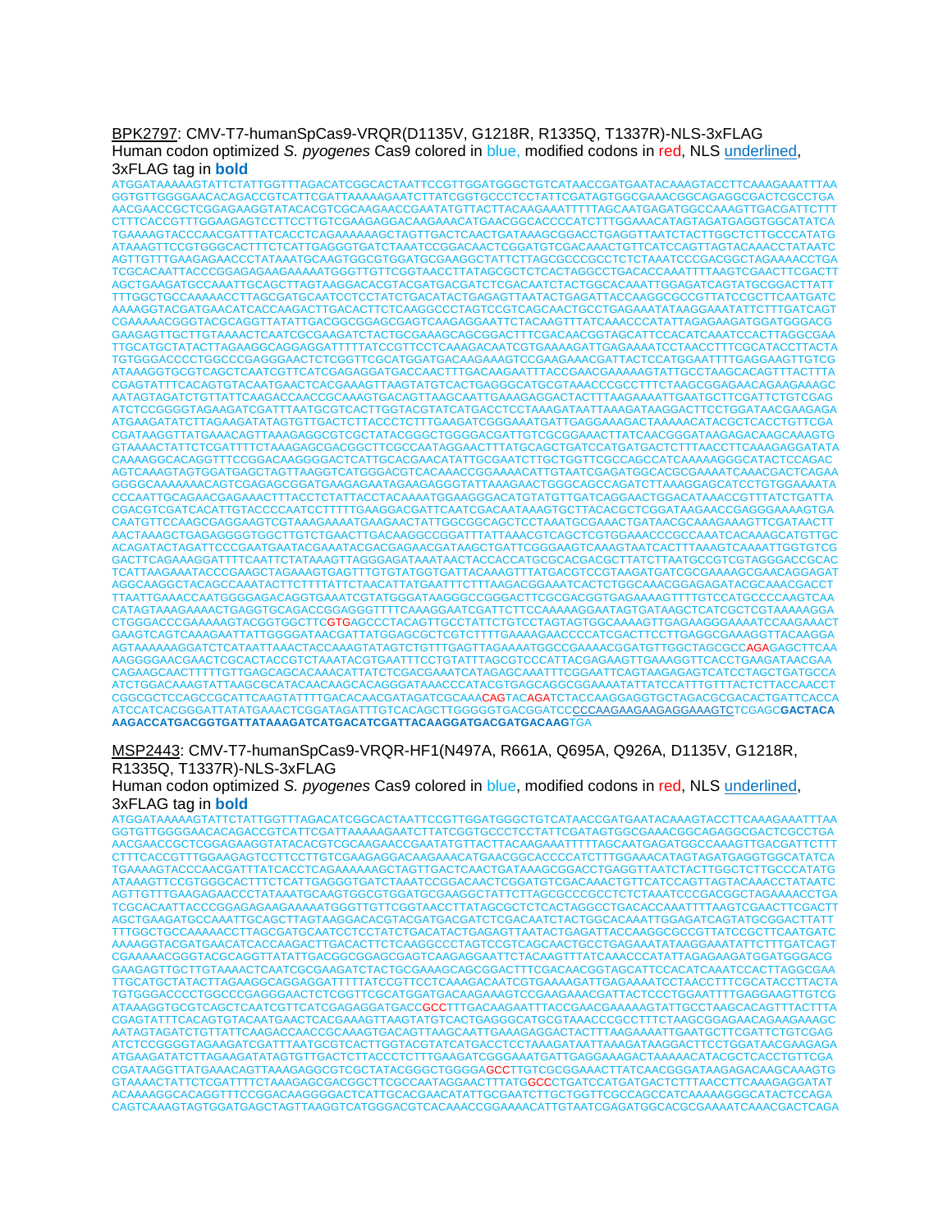BPK2797: CMV-T7-humanSpCas9-VRQR(D1135V, G1218R, R1335Q, T1337R)-NLS-3xFLAG

Human codon optimized *S. pyogenes* Cas9 colored in blue, modified codons in red, NLS underlined, 3xFLAG tag in **bold**

ATGGATAAAAAGTATTCTATTGGTTTAGACATCGGCACTAATTCCGTTGGATGGGCTGTCATAACCGATGAATACAAAGTACCTTCAAAGAAATTTAA
GGTGTTGGGGAACACAGACCGTCATTCGATTAAAAAGAATCTTATCGGTGCCCTCCTATTCGATAGTGGCGAAACGGCAGAGGCGACTCGCCTGA
AACGAACCGCTCGGAGAAGGTATACACGTCGCAAGAACCGAATATGTTACTTACAAGAAATTTTTAGCAATGAGATGGCCAAAGTTGACGATTCTTT
CTTTCACCGTTTGGAAGAGTCCTTCCTTGTCGAAGAGGACAAGAAACATGAACGGCACCCCATCTTTGGAAACATAGTAGATGAGGTGGCATATCA
TGAAAAGTACCCAACGATTTATCACCTCAGAAAAAAGCTAGTTGACTCAACTGATAAAGCGGACCTGAGGTTAATCTACTTGGCTCTTGCCCATATG
ATAAAGTTCCGTGGGCACTTTCTCATTGAGGGTGATCTAAATCCGGACAACTCGGATGTCGACAAACTGTTCATCCAGTTAGTACAAACCTATAATC
AGTTGTTTGAAGAGAACCCTATAAATGCAAGTGGCGTGGATGCGAAGGCTATTCTTAGCGCCCGCCTCTCTAAATCCCGACGGCTAGAAAACCTGA
TCGCACAATTACCCGGAGAGAAGAAAAATGGGTTGTTCGGTAACCTTATAGCGCTCTCACTAGGCCTGACACCAAATTTTAAGTCGAACTTCGACTT
AGCTGAAGATGCCAAATTGCAGCTTAGTAAGGACACGTACGATGACGATCTCGACAATCTACTGGCACAAATTGGAGATCAGTATGCGGACTTATT
TTTGGCTGCCAAAAACCTTAGCGATGCAATCCTCCTATCTGACATACTGAGAGTTAATACTGAGATTACCAAGGCGCCGTTATCCGCTTCAATGATC
AAAAGGTACGATGAACATCACCAAGACTTGACACTTCTCAAGGCCCTAGTCCGTCAGCAACTGCCTGAGAAATATAAGGAAATATTCTTTGATCAGT
CGAAAAACGGGTACGCAGGTTATATTGACGGCGGAGCGAGTCAAGAGGAATTCTACAAGTTTATCAAACCCATATTAGAGAAGATGGATGGGACG
GAAGAGTTGCTTGTAAAACTCAATCGCGAAGATCTACTGCGAAAGCAGCGGACTTTCGACAACGGTAGCATTCCACATCAAATCCACTTAGGCGAA
TTGCATGCTATACTTAGAAGGCAGGAGGATTTTTATCCGTTCCTCAAAGACAATCGTGAAAAGATTGAGAAAATCCTAACCTTTCGCATACCTTACTA
TGTGGGACCCCTGGCCCGAGGGAACTCTCGGTTCGCATGGATGACAAGAAAGTCCGAAGAAACGATTACTCCATGGAATTTTGAGGAAGTTGTCG
ATAAAGGTGCGTCAGCTCAATCGTTCATCGAGAGGATGACCAACTTTGACAAGAATTTACCGAACGAAAAAGTATTGCCTAAGCACAGTTTACTTTA
CGAGTATTTCACAGTGTACAATGAACTCACGAAAGTTAAGTATGTCACTGAGGGCATGCGTAAACCCGCCTTTCTAAGCGGAGAACAGAAGAAAGC
AATAGTAGATCTGTTATTCAAGACCAACCGCAAAGTGACAGTTAAGCAATTGAAAGAGGACTACTTTAAGAAAATTGAATGCTTCGATTCTGTCGAG
ATCTCCGGGGTAGAAGATCGATTTAATGCGTCACTTGGTACGTATCATGACCTCCTAAAGATAATTAAAGATAAGGACTTCCTGGATAACGAAGAGA
ATGAAGATATCTTAGAAGATATAGTGTTGACTCTTACCCTCTTTGAAGATCGGGAAATGATTGAGGAAAGACTAAAAACATACGCTCACCTGTTCGA
CGATAAGGTTATGAAACAGTTAAAGAGGCGTCGCTATACGGGCTGGGGACGATTGTCGCGGAAACTTATCAACGGGATAAGAGACAAGCAAAGTG
GTAAAACTATTCTCGATTTTCTAAAGAGCGACGGCTTCGCCAATAGGAACTTTATGCAGCTGATCCATGATGACTCTTTAACCTTCAAAGAGGATATA
CAAAAGGCACAGGTTTCCGGACAAGGGGACTCATTGCACGAACATATTGCGAATCTTGCTGGTTCGCCAGCCATCAAAAAGGGCATACTCCAGAC
AGTCAAAGTAGTGGATGAGCTAGTTAAGGTCATGGGACGTCACAAACCGGAAAACATTGTAATCGAGATGGCACGCGAAAATCAAACGACTCAGAA
GGGGCAAAAAAACAGTCGAGAGCGGATGAAGAGAATAGAAGAGGGTATTAAAGAACTGGGCAGCCAGATCTTAAAGGAGCATCCTGTGGAAAATA
CCCAATTGCAGAACGAGAAACTTTACCTCTATTACCTACAAAATGGAAGGGACATGTATGTTGATCAGGAACTGGACATAAACCGTTTATCTGATTA
CGACGTCGATCACATTGTACCCCAATCCTTTTTGAAGGACGATTCAATCGACAATAAAGTGCTTACACGCTCGGATAAGAACCGAGGGAAAAGTGA
CAATGTTCCAAGCGAGGAAGTCGTAAAGAAAATGAAGAACTATTGGCGGCAGCTCCTAAATGCGAAACTGATAACGCAAAGAAAGTTCGATAACTT
AACTAAAGCTGAGAGGGGTGGCTTGTCTGAACTTGACAAGGCCGGATTTATTAAACGTCAGCTCGTGGAAACCCGCCAAATCACAAAGCATGTTGC
ACAGATACTAGATTCCCGAATGAATACGAAATACGACGAGAACGATAAGCTGATTCGGGAAGTCAAAGTAATCACTTTAAAGTCAAAATTGGTGTCG
GACTTCAGAAAGGATTTTCAATTCTATAAAGTTAGGGAGATAAATAACTACCACCATGCGCACGACGCTTATCTTAATGCCGTCGTAGGGACCGCAC
TCATTAAGAAATACCCGAAGCTAGAAAGTGAGTTTGTGTATGGTGATTACAAAGTTTATGACGTCCGTAAGATGATCGCGAAAAGCGAACAGGAGAT
AGGCAAGGCTACAGCCAAATACTTCTTTTATTCTAACATTATGAATTTCTTTAAGACGGAAATCACTCTGGCAAACGGAGAGATACGCAAACGACCT
TTAATTGAAACCAATGGGGAGACAGGTGAAATCGTATGGGATAAGGGCCGGGACTTCGCGACGGTGAGAAAAGTTTTGTCCATGCCCCAAGTCAA
CATAGTAAAGAAAACTGAGGTGCAGACCGGAGGGTTTTCAAAGGAATCGATTCTTCCAAAAAGGAATAGTGATAAGCTCATCGCTCGTAAAAAGGA
CTGGGACCCGAAAAAGTACGGTGGCTTCGTGAGCCCTACAGTTGCCTATTCTGTCCTAGTAGTGGCAAAAGTTGAGAAGGGAAAATCCAAGAAACT
GAAGTCAGTCAAAGAATTATTGGGGATAACGATTATGGAGCGCTCGTCTTTTGAAAAGAACCCCATCGACTTCCTTGAGGCGAAAGGTTACAAGGA
AGTAAAAAAGGATCTCATAATTAAACTACCAAAGTATAGTCTGTTTGAGTTAGAAAATGGCCGAAAACGGATGTTGGCTAGCGCCAGAGAGCTTCAA
AAGGGGAACGAACTCGCACTACCGTCTAAATACGTGAATTTCCTGTATTTAGCGTCCCATTACGAGAAGTTGAAAGGTTCACCTGAAGATAACGAA
CAGAAGCAACTTTTTGTTGAGCAGCACAAACATTATCTCGACGAAATCATAGAGCAAATTTCGGAATTCAGTAAGAGAGTCATCCTAGCTGATGCCA
ATCTGGACAAAGTATTAAGCGCATACAACAAGCACAGGGATAAACCCATACGTGAGCAGGCGGAAAATATTATCCATTTGTTTACTCTTACCAACCT
CGGCGCTCCAGCCGCATTCAAGTATTTTGACACAACGATAGATCGCAAACAGTACAGATCTACCAAGGAGGTGCTAGACGCGACACTGATTCACCA
ATCCATCACGGGATTATATGAAACTCGGATAGATTTGTCACAGCTTGGGGGTGACGGATCCCCCAAGAAGAAGAGGAAAGTCTCGAGC**GACTACA
AAGACCATGACGGTGATTATAAAGATCATGACATCGATTACAAGGATGACGATGACAAG**TGA

MSP2443: CMV-T7-humanSpCas9-VRQR-HF1(N497A, R661A, Q695A, Q926A, D1135V, G1218R, R1335Q, T1337R)-NLS-3xFLAG

Human codon optimized *S. pyogenes* Cas9 colored in blue, modified codons in red, NLS underlined, 3xFLAG tag in **bold**

ATGGATAAAAAGTATTCTATTGGTTTAGACATCGGCACTAATTCCGTTGGATGGGCTGTCATAACCGATGAATACAAAGTACCTTCAAAGAAATTTAA
GGTGTTGGGGAACACAGACCGTCATTCGATTAAAAAGAATCTTATCGGTGCCCTCCTATTCGATAGTGGCGAAACGGCAGAGGCGACTCGCCTGA
AACGAACCGCTCGGAGAAGGTATACACGTCGCAAGAACCGAATATGTTACTTACAAGAAATTTTTAGCAATGAGATGGCCAAAGTTGACGATTCTTT
CTTTCACCGTTTGGAAGAGTCCTTCCTTGTCGAAGAGGACAAGAAACATGAACGGCACCCCATCTTTGGAAACATAGTAGATGAGGTGGCATATCA
TGAAAAGTACCCAACGATTTATCACCTCAGAAAAAAGCTAGTTGACTCAACTGATAAAGCGGACCTGAGGTTAATCTACTTGGCTCTTGCCCATATG
ATAAAGTTCCGTGGGCACTTTCTCATTGAGGGTGATCTAAATCCGGACAACTCGGATGTCGACAAACTGTTCATCCAGTTAGTACAAACCTATAATC
AGTTGTTTGAAGAGAACCCTATAAATGCAAGTGGCGTGGATGCGAAGGCTATTCTTAGCGCCCGCCTCTCTAAATCCCGACGGCTAGAAAACCTGA
TCGCACAATTACCCGGAGAGAAGAAAAATGGGTTGTTCGGTAACCTTATAGCGCTCTCACTAGGCCTGACACCAAATTTTAAGTCGAACTTCGACTT
AGCTGAAGATGCCAAATTGCAGCTTAGTAAGGACACGTACGATGACGATCTCGACAATCTACTGGCACAAATTGGAGATCAGTATGCGGACTTATT
TTTGGCTGCCAAAAACCTTAGCGATGCAATCCTCCTATCTGACATACTGAGAGTTAATACTGAGATTACCAAGGCGCCGTTATCCGCTTCAATGATC
AAAAGGTACGATGAACATCACCAAGACTTGACACTTCTCAAGGCCCTAGTCCGTCAGCAACTGCCTGAGAAATATAAGGAAATATTCTTTGATCAGT
CGAAAAACGGGTACGCAGGTTATATTGACGGCGGAGCGAGTCAAGAGGAATTCTACAAGTTTATCAAACCCATATTAGAGAAGATGGATGGGACG
GAAGAGTTGCTTGTAAAACTCAATCGCGAAGATCTACTGCGAAAGCAGCGGACTTTCGACAACGGTAGCATTCCACATCAAATCCACTTAGGCGAA
TTGCATGCTATACTTAGAAGGCAGGAGGATTTTTATCCGTTCCTCAAAGACAATCGTGAAAAGATTGAGAAAATCCTAACCTTTCGCATACCTTACTA
TGTGGGACCCCTGGCCCGAGGGAACTCTCGGTTCGCATGGATGACAAGAAAGTCCGAAGAAACGATTACTCCCTGGAATTTTGAGGAAGTTGTCG
ATAAAGGTGCGTCAGCTCAATCGTTCATCGAGAGGATGACCGCCTTTGACAAGAATTTACCGAACGAAAAAGTATTGCCTAAGCACAGTTTACTTTA
CGAGTATTTCACAGTGTACAATGAACTCACGAAAGTTAAGTATGTCACTGAGGGCATGCGTAAACCCGCCTTTCTAAGCGGAGAACAGAAGAAAGC
AATAGTAGATCTGTTATTCAAGACCAACCGCAAAGTGACAGTTAAGCAATTGAAAGAGGACTACTTTAAGAAAATTGAATGCTTCGATTCTGTCGAG
ATCTCCGGGGTAGAAGATCGATTTAATGCGTCACTTGGTACGTATCATGACCTCCTAAAGATAATTAAAGATAAGGACTTCCTGGATAACGAAGAGA
ATGAAGATATCTTAGAAGATATAGTGTTGACTCTTACCCTCTTTGAAGATCGGGAAATGATTGAGGAAAGACTAAAAACATACGCTCACCTGTTCGA
CGATAAGGTTATGAAACAGTTAAAGAGGCGTCGCTATACGGGCTGGGGAGCCTTGTCGCGGAAACTTATCAACGGGATAAGAGACAAGCAAAGTG
GTAAAACTATTCTCGATTTTCTAAAGAGCGACGGCTTCGCCAATAGGAACTTTATGGCCCTGATCCATGATGACTCTTTAACCTTCAAAGAGGATAT
ACAAAAGGCACAGGTTTCCGGACAAGGGGACTCATTGCACGAACATATTGCGAATCTTGCTGGTTCGCCAGCCATCAAAAAGGGCATACTCCAGA
CAGTCAAAGTAGTGGATGAGCTAGTTAAGGTCATGGGACGTCACAAACCGGAAAACATTGTAATCGAGATGGCACGCGAAAATCAAACGACTCAGA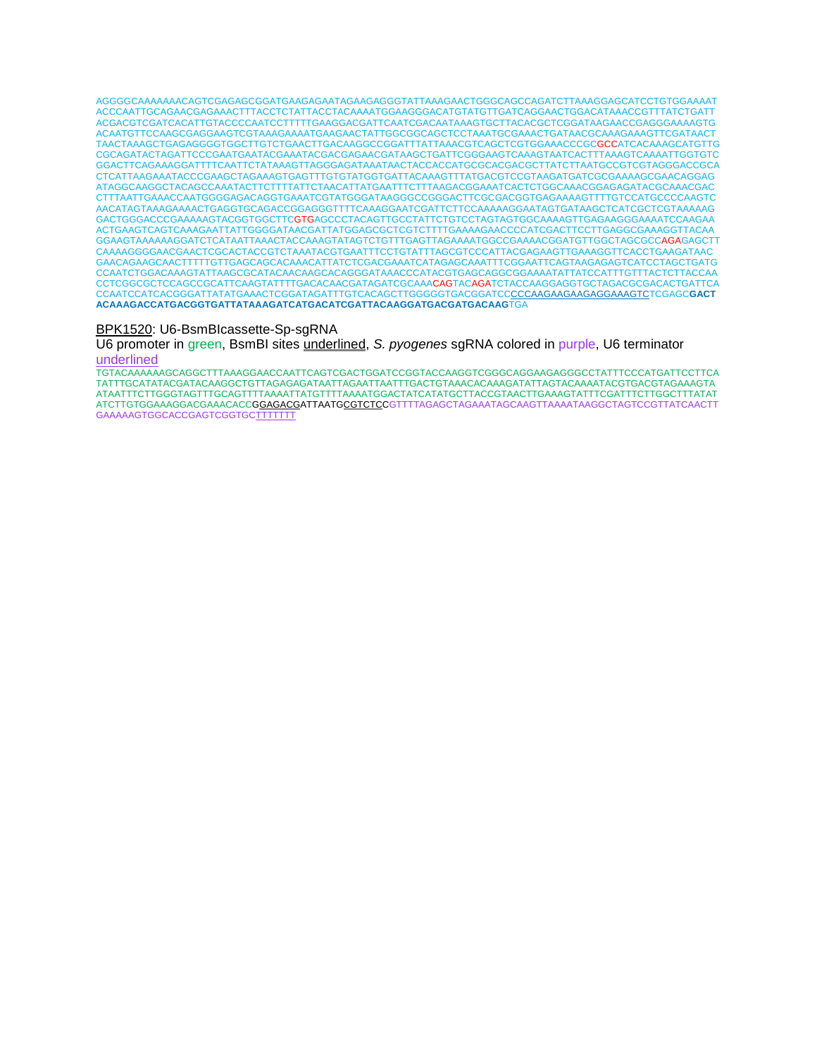AGGGGCAAAAAAACAGTCGAGAGCGGATGAAGAGAATAGAAGAGGGTATTAAAGAACTGGGCAGCCAGATCTTAAAGGAGCATCCTGTGGAAAAT
ACCCAATTGCAGAACGAGAAACTTTACCTCTATTACCTACAAAATGGAAGGGACATGTATGTTGATCAGGAACTGGACATAAACCGTTTATCTGATT
ACGACGTCGATCACATTGTACCCCAATCCTTTTTGAAGGACGATTCAATCGACAATAAAGTGCTTACACGCTCGGATAAGAACCGAGGGAAAAGTG
ACAATGTTCCAAGCGAGGAAGTCGTAAAGAAAATGAAGAACTATTGGCGGCAGCTCCTAAATGCGAAACTGATAACGCAAAGAAAGTTCGATAACT
TAACTAAAGCTGAGAGGGGTGGCTTGTCTGAACTTGACAAGGCCGGATTTATTAAACGTCAGCTCGTGGAAACCCGCGCCATCACAAAGCATGTTG
CGCAGATACTAGATTCCCGAATGAATACGAAATACGACGAGAACGATAAGCTGATTCGGGAAGTCAAAGTAATCACTTTAAAGTCAAAATTGGTGTC
GGACTTCAGAAAGGATTTTCAATTCTATAAAGTTAGGGAGATAAATAACTACCACCATGCGCACGACGCTTATCTTAATGCCGTCGTAGGGACCGCA
CTCATTAAGAAATACCCGAAGCTAGAAAGTGAGTTTGTGTATGGTGATTACAAAGTTTATGACGTCCGTAAGATGATCGCGAAAAGCGAACAGGAG
ATAGGCAAGGCTACAGCCAAATACTTCTTTTATTCTAACATTATGAATTTCTTTAAGACGGAAATCACTCTGGCAAACGGAGAGATACGCAAACGAC
CTTTAATTGAAACCAATGGGGAGACAGGTGAAATCGTATGGGATAAGGGCCGGGACTTCGCGACGGTGAGAAAAGTTTTGTCCATGCCCCAAGTC
AACATAGTAAAGAAAACTGAGGTGCAGACCGGAGGGTTTTCAAAGGAATCGATTCTTCCAAAAAGGAATAGTGATAAGCTCATCGCTCGTAAAAAG
GACTGGGACCCGAAAAAGTACGGTGGCTTCGTGAGCCCTACAGTTGCCTATTCTGTCCTAGTAGTGGCAAAAGTTGAGAAGGGAAAATCCAAGAA
ACTGAAGTCAGTCAAAGAATTATTGGGGATAACGATTATGGAGCGCTCGTCTTTTGAAAAGAACCCCATCGACTTCCTTGAGGCGAAAGGTTACAA
GGAAGTAAAAAAGGATCTCATAATTAAACTACCAAAGTATAGTCTGTTTGAGTTAGAAAATGGCCGAAAACGGATGTTGGCTAGCGCCAGAGAGCTT
CAAAAGGGGAACGAACTCGCACTACCGTCTAAATACGTGAATTTCCTGTATTTAGCGTCCCATTACGAGAAGTTGAAAGGTTCACCTGAAGATAAC
GAACAGAAGCAACTTTTTGTTGAGCAGCACAAACATTATCTCGACGAAATCATAGAGCAAATTTCGGAATTCAGTAAGAGAGTCATCCTAGCTGATG
CCAATCTGGACAAAGTATTAAGCGCATACAACAAGCACAGGGATAAACCCATACGTGAGCAGGCGGAAAATATTATCCATTTGTTTACTCTTACCAA
CCTCGGCGCTCCAGCCGCATTCAAGTATTTTGACACAACGATAGATCGCAAACAGTACAGATCTACCAAGGAGGTGCTAGACGCGACACTGATTCA
CCAATCCATCACGGGATTATATGAAACTCGGATAGATTTGTCACAGCTTGGGGGTGACGGATCCCCCAAGAAGAAGAGGAAAGTCTCGAGC**GACT
ACAAAGACCATGACGGTGATTATAAAGATCATGACATCGATTACAAGGATGACGATGACAAG**TGA

BPK1520: U6-BsmBIcassette-Sp-sgRNA

U6 promoter in green, BsmBI sites underlined, *S. pyogenes* sgRNA colored in purple, U6 terminator underlined

TGTACAAAAAAGCAGGCTTTAAAGGAACCAATTCAGTCGACTGGATCCGGTACCAAGGTCGGGCAGGAAGAGGGCCTATTTCCCATGATTCCTTCA
TATTTGCATATACGATACAAGGCTGTTAGAGAGATAATTAGAATTAATTTGACTGTAAACACAAAGATATTAGTACAAAATACGTGACGTAGAAAGTA
ATAATTTCTTGGGTAGTTTGCAGTTTTAAAATTATGTTTTAAAATGGACTATCATATGCTTACCGTAACTTGAAAGTATTTCGATTTCTTGGCTTTATAT
ATCTTGTGGAAAGGACGAAACACCGGAGACGATTAATGCGTCTCCGTTTTAGAGCTAGAAATAGCAAGTTAAAATAAGGCTAGTCCGTTATCAACTT
GAAAAAGTGGCACCGAGTCGGTGCTTTTTTT